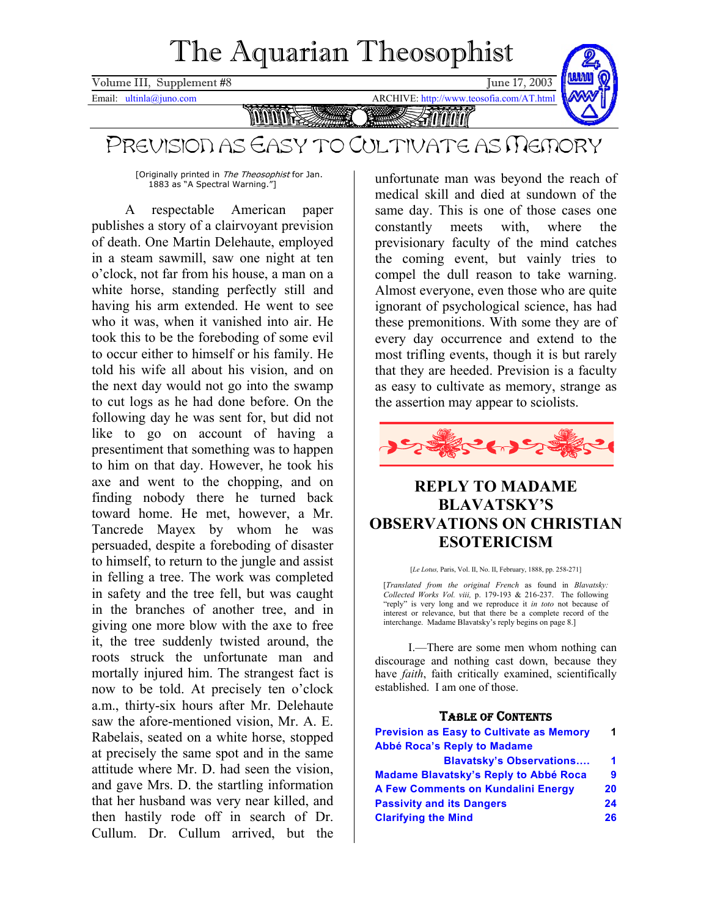# The Aquarian Theosophist

Volume III, Supplement #8 June 17, 2003

Email: ultinla@juno.com ARCHIVE: http://www.teosofia.com/AT.html

## PREVISION AS EASY TO CULTIVATE AS MEMORY

[Originally printed in *The Theosophist* for Jan. 1883 as "A Spectral Warning."]

A respectable American paper publishes a story of a clairvoyant prevision of death. One Martin Delehaute, employed in a steam sawmill, saw one night at ten o'clock, not far from his house, a man on a white horse, standing perfectly still and having his arm extended. He went to see who it was, when it vanished into air. He took this to be the foreboding of some evil to occur either to himself or his family. He told his wife all about his vision, and on the next day would not go into the swamp to cut logs as he had done before. On the following day he was sent for, but did not like to go on account of having a presentiment that something was to happen to him on that day. However, he took his axe and went to the chopping, and on finding nobody there he turned back toward home. He met, however, a Mr. Tancrede Mayex by whom he was persuaded, despite a foreboding of disaster to himself, to return to the jungle and assist in felling a tree. The work was completed in safety and the tree fell, but was caught in the branches of another tree, and in giving one more blow with the axe to free it, the tree suddenly twisted around, the roots struck the unfortunate man and mortally injured him. The strangest fact is now to be told. At precisely ten o'clock a.m., thirty-six hours after Mr. Delehaute saw the afore-mentioned vision, Mr. A. E. Rabelais, seated on a white horse, stopped at precisely the same spot and in the same attitude where Mr. D. had seen the vision, and gave Mrs. D. the startling information that her husband was very near killed, and then hastily rode off in search of Dr. Cullum. Dr. Cullum arrived, but the unfortunate man was beyond the reach of medical skill and died at sundown of the same day. This is one of those cases one constantly meets with, where the previsionary faculty of the mind catches the coming event, but vainly tries to compel the dull reason to take warning. Almost everyone, even those who are quite ignorant of psychological science, has had these premonitions. With some they are of every day occurrence and extend to the most trifling events, though it is but rarely that they are heeded. Prevision is a faculty as easy to cultivate as memory, strange as the assertion may appear to sciolists.

## REPLY TO MADAME BLAVATSKY'S OBSERVATIONS ON CHRISTIAN ESOTERICISM

[*Le Lotus,* Paris, Vol. II, No. II, February, 1888, pp. 258-271]

[*Translated from the original French* as found in *Blavatsky: Collected Works Vol. viii,* p. 179-193 & 216-237. The following "reply" is very long and we reproduce it *in toto* not because of interest or relevance, but that there be a complete record of the interchange. Madame Blavatsky's reply begins on page 8.]

I.—There are some men whom nothing can discourage and nothing cast down, because they have *faith*, faith critically examined, scientifically established. I am one of those.

### TABLE OF CONTENTS

| | |
|---|---|
| Prevision as Easy to Cultivate as Memory | 1 |
| Abbé Roca's Reply to Madame Blavatsky's Observations.... | 1 |
| Madame Blavatsky's Reply to Abbé Roca | 9 |
| A Few Comments on Kundalini Energy | 20 |
| Passivity and its Dangers | 24 |
| Clarifying the Mind | 26 |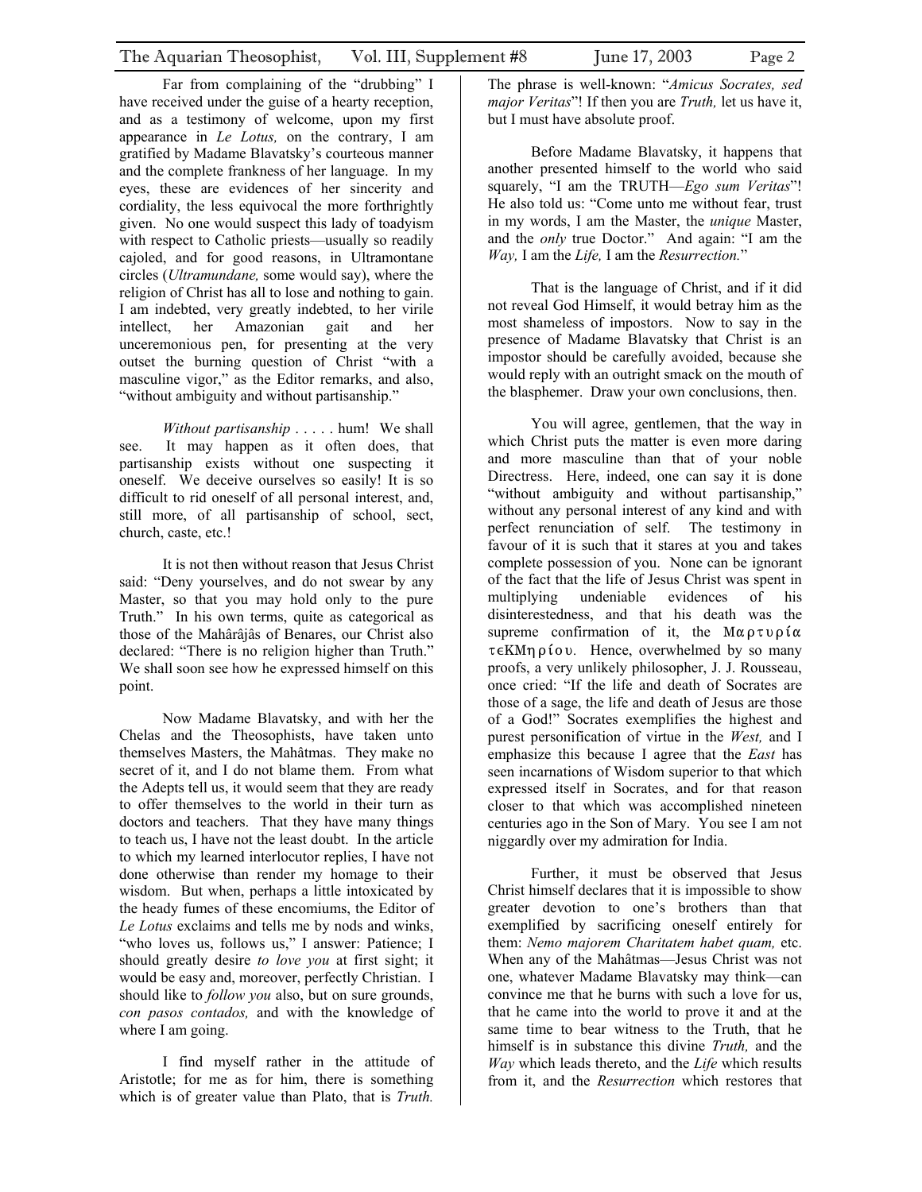Far from complaining of the "drubbing" I have received under the guise of a hearty reception, and as a testimony of welcome, upon my first appearance in *Le Lotus,* on the contrary, I am gratified by Madame Blavatsky's courteous manner and the complete frankness of her language. In my eyes, these are evidences of her sincerity and cordiality, the less equivocal the more forthrightly given. No one would suspect this lady of toadyism with respect to Catholic priests—usually so readily cajoled, and for good reasons, in Ultramontane circles (*Ultramundane,* some would say), where the religion of Christ has all to lose and nothing to gain. I am indebted, very greatly indebted, to her virile intellect, her Amazonian gait and her unceremonious pen, for presenting at the very outset the burning question of Christ "with a masculine vigor," as the Editor remarks, and also, "without ambiguity and without partisanship."

*Without partisanship* . . . . . hum! We shall see. It may happen as it often does, that partisanship exists without one suspecting it oneself. We deceive ourselves so easily! It is so difficult to rid oneself of all personal interest, and, still more, of all partisanship of school, sect, church, caste, etc.!

It is not then without reason that Jesus Christ said: "Deny yourselves, and do not swear by any Master, so that you may hold only to the pure Truth." In his own terms, quite as categorical as those of the Mahârâjâs of Benares, our Christ also declared: "There is no religion higher than Truth." We shall soon see how he expressed himself on this point.

Now Madame Blavatsky, and with her the Chelas and the Theosophists, have taken unto themselves Masters, the Mahâtmas. They make no secret of it, and I do not blame them. From what the Adepts tell us, it would seem that they are ready to offer themselves to the world in their turn as doctors and teachers. That they have many things to teach us, I have not the least doubt. In the article to which my learned interlocutor replies, I have not done otherwise than render my homage to their wisdom. But when, perhaps a little intoxicated by the heady fumes of these encomiums, the Editor of *Le Lotus* exclaims and tells me by nods and winks, "who loves us, follows us," I answer: Patience; I should greatly desire *to love you* at first sight; it would be easy and, moreover, perfectly Christian. I should like to *follow you* also, but on sure grounds, *con pasos contados,* and with the knowledge of where I am going.

I find myself rather in the attitude of Aristotle; for me as for him, there is something which is of greater value than Plato, that is *Truth.* The phrase is well-known: "*Amicus Socrates, sed major Veritas*"! If then you are *Truth,* let us have it, but I must have absolute proof.

Before Madame Blavatsky, it happens that another presented himself to the world who said squarely, "I am the TRUTH—*Ego sum Veritas*"! He also told us: "Come unto me without fear, trust in my words, I am the Master, the *unique* Master, and the *only* true Doctor." And again: "I am the *Way,* I am the *Life,* I am the *Resurrection.*"

That is the language of Christ, and if it did not reveal God Himself, it would betray him as the most shameless of impostors. Now to say in the presence of Madame Blavatsky that Christ is an impostor should be carefully avoided, because she would reply with an outright smack on the mouth of the blasphemer. Draw your own conclusions, then.

You will agree, gentlemen, that the way in which Christ puts the matter is even more daring and more masculine than that of your noble Directress. Here, indeed, one can say it is done "without ambiguity and without partisanship," without any personal interest of any kind and with perfect renunciation of self. The testimony in favour of it is such that it stares at you and takes complete possession of you. None can be ignorant of the fact that the life of Jesus Christ was spent in multiplying undeniable evidences of his disinterestedness, and that his death was the supreme confirmation of it, the Μαρτυρία τεκμηρίου. Hence, overwhelmed by so many proofs, a very unlikely philosopher, J. J. Rousseau, once cried: "If the life and death of Socrates are those of a sage, the life and death of Jesus are those of a God!" Socrates exemplifies the highest and purest personification of virtue in the *West,* and I emphasize this because I agree that the *East* has seen incarnations of Wisdom superior to that which expressed itself in Socrates, and for that reason closer to that which was accomplished nineteen centuries ago in the Son of Mary. You see I am not niggardly over my admiration for India.

Further, it must be observed that Jesus Christ himself declares that it is impossible to show greater devotion to one's brothers than that exemplified by sacrificing oneself entirely for them: *Nemo majorem Charitatem habet quam,* etc. When any of the Mahâtmas—Jesus Christ was not one, whatever Madame Blavatsky may think—can convince me that he burns with such a love for us, that he came into the world to prove it and at the same time to bear witness to the Truth, that he himself is in substance this divine *Truth,* and the *Way* which leads thereto, and the *Life* which results from it, and the *Resurrection* which restores that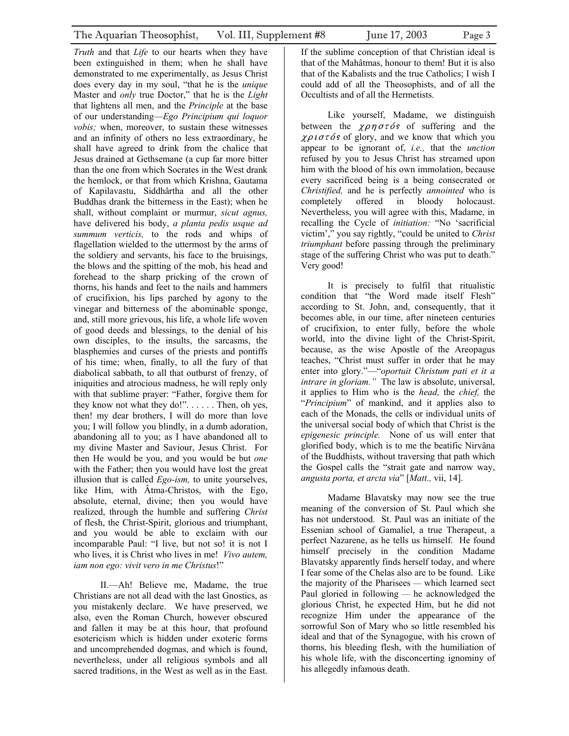*Truth* and that *Life* to our hearts when they have been extinguished in them; when he shall have demonstrated to me experimentally, as Jesus Christ does every day in my soul, "that he is the *unique* Master and *only* true Doctor," that he is the *Light* that lightens all men, and the *Principle* at the base of our understanding—*Ego Principium qui loquor vobis;* when, moreover, to sustain these witnesses and an infinity of others no less extraordinary, he shall have agreed to drink from the chalice that Jesus drained at Gethsemane (a cup far more bitter than the one from which Socrates in the West drank the hemlock, or that from which Krishna, Gautama of Kapilavastu, Siddhârtha and all the other Buddhas drank the bitterness in the East); when he shall, without complaint or murmur, *sicut agnus,* have delivered his body, *a planta pedis usque ad summum verticis,* to the rods and whips of flagellation wielded to the uttermost by the arms of the soldiery and servants, his face to the bruisings, the blows and the spitting of the mob, his head and forehead to the sharp pricking of the crown of thorns, his hands and feet to the nails and hammers of crucifixion, his lips parched by agony to the vinegar and bitterness of the abominable sponge, and, still more grievous, his life, a whole life woven of good deeds and blessings, to the denial of his own disciples, to the insults, the sarcasms, the blasphemies and curses of the priests and pontiffs of his time; when, finally, to all the fury of that diabolical sabbath, to all that outburst of frenzy, of iniquities and atrocious madness, he will reply only with that sublime prayer: "Father, forgive them for they know not what they do!". . . . . . Then, oh yes, then! my dear brothers, I will do more than love you; I will follow you blindly, in a dumb adoration, abandoning all to you; as I have abandoned all to my divine Master and Saviour, Jesus Christ. For then He would be you, and you would be but *one* with the Father; then you would have lost the great illusion that is called *Ego-ism,* to unite yourselves, like Him, with Âtma-Christos, with the Ego, absolute, eternal, divine; then you would have realized, through the humble and suffering *Christ* of flesh, the Christ-Spirit, glorious and triumphant, and you would be able to exclaim with our incomparable Paul: "I live, but not so! it is not I who lives, it is Christ who lives in me! *Vivo autem, iam non ego: vivit vero in me Christus*!"

II.—Ah! Believe me, Madame, the true Christians are not all dead with the last Gnostics, as you mistakenly declare. We have preserved, we also, even the Roman Church, however obscured and fallen it may be at this hour, that profound esotericism which is hidden under exoteric forms and uncomprehended dogmas, and which is found, nevertheless, under all religious symbols and all sacred traditions, in the West as well as in the East. If the sublime conception of that Christian ideal is that of the Mahâtmas, honour to them! But it is also that of the Kabalists and the true Catholics; I wish I could add of all the Theosophists, and of all the Occultists and of all the Hermetists.

Like yourself, Madame, we distinguish between the χρηστός of suffering and the χριστός of glory, and we know that which you appear to be ignorant of, *i.e.,* that the *unction* refused by you to Jesus Christ has streamed upon him with the blood of his own immolation, because every sacrificed being is a being consecrated or *Christified,* and he is perfectly *annointed* who is completely offered in bloody holocaust. Nevertheless, you will agree with this, Madame, in recalling the Cycle of *initiation:* "No 'sacrificial victim'," you say rightly, "could be united to *Christ triumphant* before passing through the preliminary stage of the suffering Christ who was put to death." Very good!

It is precisely to fulfil that ritualistic condition that "the Word made itself Flesh" according to St. John, and, consequently, that it becomes able, in our time, after nineteen centuries of crucifixion, to enter fully, before the whole world, into the divine light of the Christ-Spirit, because, as the wise Apostle of the Areopagus teaches, "Christ must suffer in order that he may enter into glory."—"*oportuit Christum pati et it a intrare in gloriam."* The law is absolute, universal, it applies to Him who is the *head,* the *chief,* the "*Principium*" of mankind, and it applies also to each of the Monads, the cells or individual units of the universal social body of which that Christ is the *epigenesic principle.* None of us will enter that glorified body, which is to me the beatific Nirvâna of the Buddhists, without traversing that path which the Gospel calls the "strait gate and narrow way, *angusta porta, et arcta via*" [*Matt.,* vii, 14].

Madame Blavatsky may now see the true meaning of the conversion of St. Paul which she has not understood. St. Paul was an initiate of the Essenian school of Gamaliel, a true Therapeut, a perfect Nazarene, as he tells us himself. He found himself precisely in the condition Madame Blavatsky apparently finds herself today, and where I fear some of the Chelas also are to be found. Like the majority of the Pharisees — which learned sect Paul gloried in following — he acknowledged the glorious Christ, he expected Him, but he did not recognize Him under the appearance of the sorrowful Son of Mary who so little resembled his ideal and that of the Synagogue, with his crown of thorns, his bleeding flesh, with the humiliation of his whole life, with the disconcerting ignominy of his allegedly infamous death.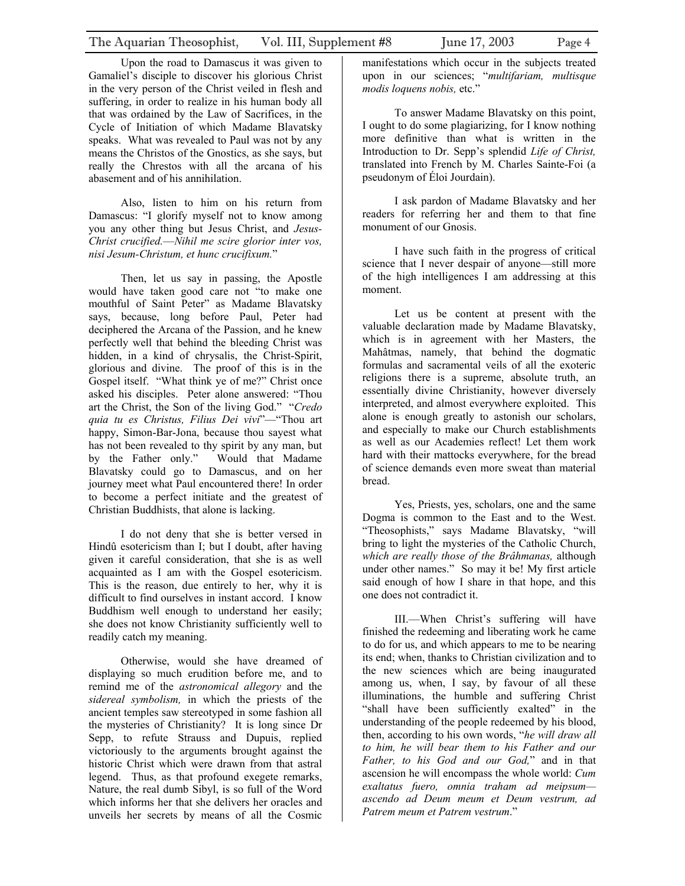Upon the road to Damascus it was given to Gamaliel's disciple to discover his glorious Christ in the very person of the Christ veiled in flesh and suffering, in order to realize in his human body all that was ordained by the Law of Sacrifices, in the Cycle of Initiation of which Madame Blavatsky speaks. What was revealed to Paul was not by any means the Christos of the Gnostics, as she says, but really the Chrestos with all the arcana of his abasement and of his annihilation.

Also, listen to him on his return from Damascus: "I glorify myself not to know among you any other thing but Jesus Christ, and *Jesus-Christ crucified.—Nihil me scire glorior inter vos, nisi Jesum-Christum, et hunc crucifixum.*"

Then, let us say in passing, the Apostle would have taken good care not "to make one mouthful of Saint Peter" as Madame Blavatsky says, because, long before Paul, Peter had deciphered the Arcana of the Passion, and he knew perfectly well that behind the bleeding Christ was hidden, in a kind of chrysalis, the Christ-Spirit, glorious and divine. The proof of this is in the Gospel itself. "What think ye of me?" Christ once asked his disciples. Peter alone answered: "Thou art the Christ, the Son of the living God." "*Credo quia tu es Christus, Filius Dei vivi*"—"Thou art happy, Simon-Bar-Jona, because thou sayest what has not been revealed to thy spirit by any man, but by the Father only." Would that Madame Blavatsky could go to Damascus, and on her journey meet what Paul encountered there! In order to become a perfect initiate and the greatest of Christian Buddhists, that alone is lacking.

I do not deny that she is better versed in Hindû esotericism than I; but I doubt, after having given it careful consideration, that she is as well acquainted as I am with the Gospel esotericism. This is the reason, due entirely to her, why it is difficult to find ourselves in instant accord. I know Buddhism well enough to understand her easily; she does not know Christianity sufficiently well to readily catch my meaning.

Otherwise, would she have dreamed of displaying so much erudition before me, and to remind me of the *astronomical allegory* and the *sidereal symbolism,* in which the priests of the ancient temples saw stereotyped in some fashion all the mysteries of Christianity? It is long since Dr Sepp, to refute Strauss and Dupuis, replied victoriously to the arguments brought against the historic Christ which were drawn from that astral legend. Thus, as that profound exegete remarks, Nature, the real dumb Sibyl, is so full of the Word which informs her that she delivers her oracles and unveils her secrets by means of all the Cosmic manifestations which occur in the subjects treated upon in our sciences; "*multifariam, multisque modis loquens nobis,* etc."

To answer Madame Blavatsky on this point, I ought to do some plagiarizing, for I know nothing more definitive than what is written in the Introduction to Dr. Sepp's splendid *Life of Christ,* translated into French by M. Charles Sainte-Foi (a pseudonym of Éloi Jourdain).

I ask pardon of Madame Blavatsky and her readers for referring her and them to that fine monument of our Gnosis.

I have such faith in the progress of critical science that I never despair of anyone—still more of the high intelligences I am addressing at this moment.

Let us be content at present with the valuable declaration made by Madame Blavatsky, which is in agreement with her Masters, the Mahâtmas, namely, that behind the dogmatic formulas and sacramental veils of all the exoteric religions there is a supreme, absolute truth, an essentially divine Christianity, however diversely interpreted, and almost everywhere exploited. This alone is enough greatly to astonish our scholars, and especially to make our Church establishments as well as our Academies reflect! Let them work hard with their mattocks everywhere, for the bread of science demands even more sweat than material bread.

Yes, Priests, yes, scholars, one and the same Dogma is common to the East and to the West. "Theosophists," says Madame Blavatsky, "will bring to light the mysteries of the Catholic Church, *which are really those of the Brâhmanas,* although under other names." So may it be! My first article said enough of how I share in that hope, and this one does not contradict it.

III.—When Christ's suffering will have finished the redeeming and liberating work he came to do for us, and which appears to me to be nearing its end; when, thanks to Christian civilization and to the new sciences which are being inaugurated among us, when, I say, by favour of all these illuminations, the humble and suffering Christ "shall have been sufficiently exalted" in the understanding of the people redeemed by his blood, then, according to his own words, "*he will draw all to him, he will bear them to his Father and our Father, to his God and our God,*" and in that ascension he will encompass the whole world: *Cum exaltatus fuero, omnia traham ad meipsum—ascendo ad Deum meum et Deum vestrum, ad Patrem meum et Patrem vestrum*."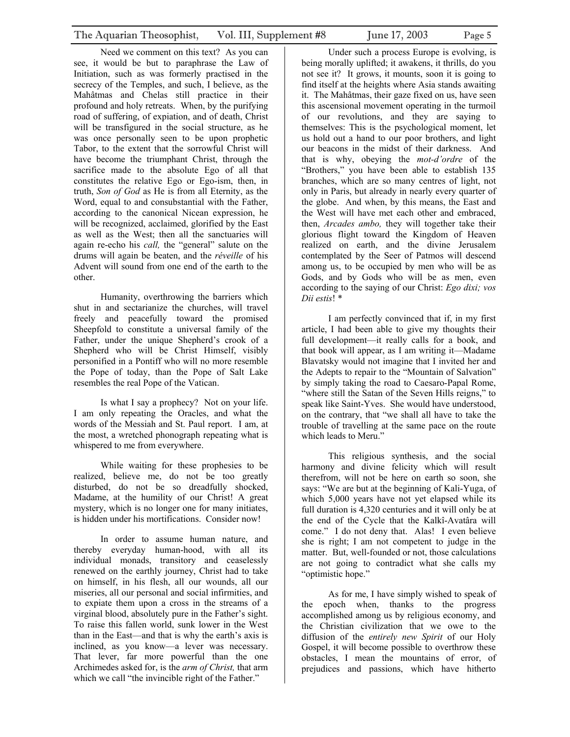Need we comment on this text? As you can see, it would be but to paraphrase the Law of Initiation, such as was formerly practised in the secrecy of the Temples, and such, I believe, as the Mahâtmas and Chelas still practice in their profound and holy retreats. When, by the purifying road of suffering, of expiation, and of death, Christ will be transfigured in the social structure, as he was once personally seen to be upon prophetic Tabor, to the extent that the sorrowful Christ will have become the triumphant Christ, through the sacrifice made to the absolute Ego of all that constitutes the relative Ego or Ego-ism, then, in truth, *Son of God* as He is from all Eternity, as the Word, equal to and consubstantial with the Father, according to the canonical Nicean expression, he will be recognized, acclaimed, glorified by the East as well as the West; then all the sanctuaries will again re-echo his *call,* the "general" salute on the drums will again be beaten, and the *réveille* of his Advent will sound from one end of the earth to the other.

Humanity, overthrowing the barriers which shut in and sectarianize the churches, will travel freely and peacefully toward the promised Sheepfold to constitute a universal family of the Father, under the unique Shepherd's crook of a Shepherd who will be Christ Himself, visibly personified in a Pontiff who will no more resemble the Pope of today, than the Pope of Salt Lake resembles the real Pope of the Vatican.

Is what I say a prophecy? Not on your life. I am only repeating the Oracles, and what the words of the Messiah and St. Paul report. I am, at the most, a wretched phonograph repeating what is whispered to me from everywhere.

While waiting for these prophesies to be realized, believe me, do not be too greatly disturbed, do not be so dreadfully shocked, Madame, at the humility of our Christ! A great mystery, which is no longer one for many initiates, is hidden under his mortifications. Consider now!

In order to assume human nature, and thereby everyday human-hood, with all its individual monads, transitory and ceaselessly renewed on the earthly journey, Christ had to take on himself, in his flesh, all our wounds, all our miseries, all our personal and social infirmities, and to expiate them upon a cross in the streams of a virginal blood, absolutely pure in the Father's sight. To raise this fallen world, sunk lower in the West than in the East—and that is why the earth's axis is inclined, as you know—a lever was necessary. That lever, far more powerful than the one Archimedes asked for, is the *arm of Christ,* that arm which we call "the invincible right of the Father."

Under such a process Europe is evolving, is being morally uplifted; it awakens, it thrills, do you not see it? It grows, it mounts, soon it is going to find itself at the heights where Asia stands awaiting it. The Mahâtmas, their gaze fixed on us, have seen this ascensional movement operating in the turmoil of our revolutions, and they are saying to themselves: This is the psychological moment, let us hold out a hand to our poor brothers, and light our beacons in the midst of their darkness. And that is why, obeying the *mot-d'ordre* of the "Brothers," you have been able to establish 135 branches, which are so many centres of light, not only in Paris, but already in nearly every quarter of the globe. And when, by this means, the East and the West will have met each other and embraced, then, *Arcades ambo,* they will together take their glorious flight toward the Kingdom of Heaven realized on earth, and the divine Jerusalem contemplated by the Seer of Patmos will descend among us, to be occupied by men who will be as Gods, and by Gods who will be as men, even according to the saying of our Christ: *Ego dixi; vos Dii estis*! *

I am perfectly convinced that if, in my first article, I had been able to give my thoughts their full development—it really calls for a book, and that book will appear, as I am writing it—Madame Blavatsky would not imagine that I invited her and the Adepts to repair to the "Mountain of Salvation" by simply taking the road to Caesaro-Papal Rome, "where still the Satan of the Seven Hills reigns," to speak like Saint-Yves. She would have understood, on the contrary, that "we shall all have to take the trouble of travelling at the same pace on the route which leads to Meru."

This religious synthesis, and the social harmony and divine felicity which will result therefrom, will not be here on earth so soon, she says: "We are but at the beginning of Kali-Yuga, of which 5,000 years have not yet elapsed while its full duration is 4,320 centuries and it will only be at the end of the Cycle that the Kalkî-Avatâra will come." I do not deny that. Alas! I even believe she is right; I am not competent to judge in the matter. But, well-founded or not, those calculations are not going to contradict what she calls my "optimistic hope."

As for me, I have simply wished to speak of the epoch when, thanks to the progress accomplished among us by religious economy, and the Christian civilization that we owe to the diffusion of the *entirely new Spirit* of our Holy Gospel, it will become possible to overthrow these obstacles, I mean the mountains of error, of prejudices and passions, which have hitherto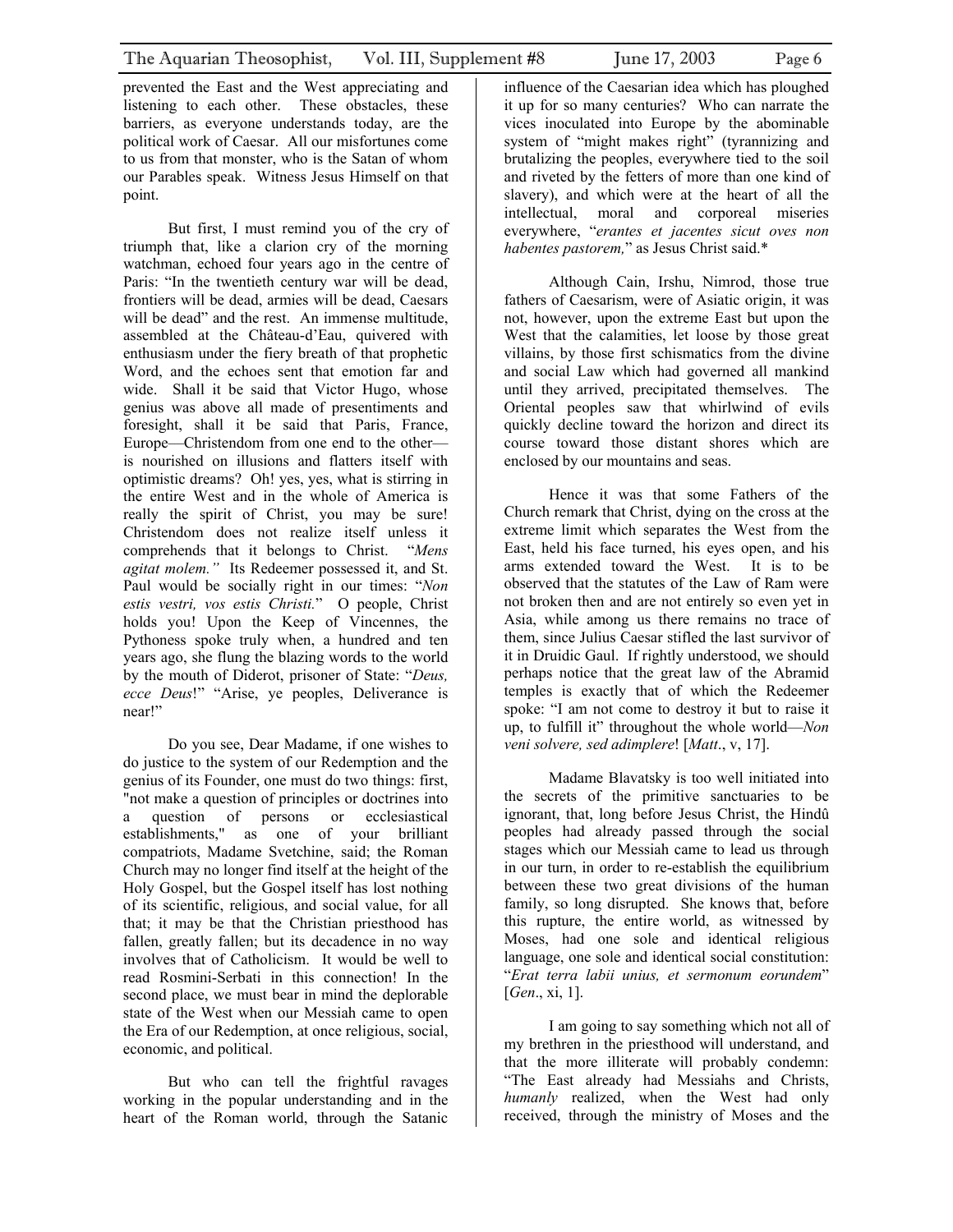prevented the East and the West appreciating and listening to each other. These obstacles, these barriers, as everyone understands today, are the political work of Caesar. All our misfortunes come to us from that monster, who is the Satan of whom our Parables speak. Witness Jesus Himself on that point.

But first, I must remind you of the cry of triumph that, like a clarion cry of the morning watchman, echoed four years ago in the centre of Paris: "In the twentieth century war will be dead, frontiers will be dead, armies will be dead, Caesars will be dead" and the rest. An immense multitude, assembled at the Château-d'Eau, quivered with enthusiasm under the fiery breath of that prophetic Word, and the echoes sent that emotion far and wide. Shall it be said that Victor Hugo, whose genius was above all made of presentiments and foresight, shall it be said that Paris, France, Europe—Christendom from one end to the other—is nourished on illusions and flatters itself with optimistic dreams? Oh! yes, yes, what is stirring in the entire West and in the whole of America is really the spirit of Christ, you may be sure! Christendom does not realize itself unless it comprehends that it belongs to Christ. "*Mens agitat molem.*" Its Redeemer possessed it, and St. Paul would be socially right in our times: "*Non estis vestri, vos estis Christi.*" O people, Christ holds you! Upon the Keep of Vincennes, the Pythoness spoke truly when, a hundred and ten years ago, she flung the blazing words to the world by the mouth of Diderot, prisoner of State: "*Deus, ecce Deus*!" "Arise, ye peoples, Deliverance is near!"

Do you see, Dear Madame, if one wishes to do justice to the system of our Redemption and the genius of its Founder, one must do two things: first, "not make a question of principles or doctrines into a question of persons or ecclesiastical establishments," as one of your brilliant compatriots, Madame Svetchine, said; the Roman Church may no longer find itself at the height of the Holy Gospel, but the Gospel itself has lost nothing of its scientific, religious, and social value, for all that; it may be that the Christian priesthood has fallen, greatly fallen; but its decadence in no way involves that of Catholicism. It would be well to read Rosmini-Serbati in this connection! In the second place, we must bear in mind the deplorable state of the West when our Messiah came to open the Era of our Redemption, at once religious, social, economic, and political.

But who can tell the frightful ravages working in the popular understanding and in the heart of the Roman world, through the Satanic influence of the Caesarian idea which has ploughed it up for so many centuries? Who can narrate the vices inoculated into Europe by the abominable system of "might makes right" (tyrannizing and brutalizing the peoples, everywhere tied to the soil and riveted by the fetters of more than one kind of slavery), and which were at the heart of all the intellectual, moral and corporeal miseries everywhere, "*erantes et jacentes sicut oves non habentes pastorem,*" as Jesus Christ said.*

Although Cain, Irshu, Nimrod, those true fathers of Caesarism, were of Asiatic origin, it was not, however, upon the extreme East but upon the West that the calamities, let loose by those great villains, by those first schismatics from the divine and social Law which had governed all mankind until they arrived, precipitated themselves. The Oriental peoples saw that whirlwind of evils quickly decline toward the horizon and direct its course toward those distant shores which are enclosed by our mountains and seas.

Hence it was that some Fathers of the Church remark that Christ, dying on the cross at the extreme limit which separates the West from the East, held his face turned, his eyes open, and his arms extended toward the West. It is to be observed that the statutes of the Law of Ram were not broken then and are not entirely so even yet in Asia, while among us there remains no trace of them, since Julius Caesar stifled the last survivor of it in Druidic Gaul. If rightly understood, we should perhaps notice that the great law of the Abramid temples is exactly that of which the Redeemer spoke: "I am not come to destroy it but to raise it up, to fulfill it" throughout the whole world—*Non veni solvere, sed adimplere*! [*Matt*., v, 17].

Madame Blavatsky is too well initiated into the secrets of the primitive sanctuaries to be ignorant, that, long before Jesus Christ, the Hindû peoples had already passed through the social stages which our Messiah came to lead us through in our turn, in order to re-establish the equilibrium between these two great divisions of the human family, so long disrupted. She knows that, before this rupture, the entire world, as witnessed by Moses, had one sole and identical religious language, one sole and identical social constitution: "*Erat terra labii unius, et sermonum eorundem*" [*Gen*., xi, 1].

I am going to say something which not all of my brethren in the priesthood will understand, and that the more illiterate will probably condemn: "The East already had Messiahs and Christs, *humanly* realized, when the West had only received, through the ministry of Moses and the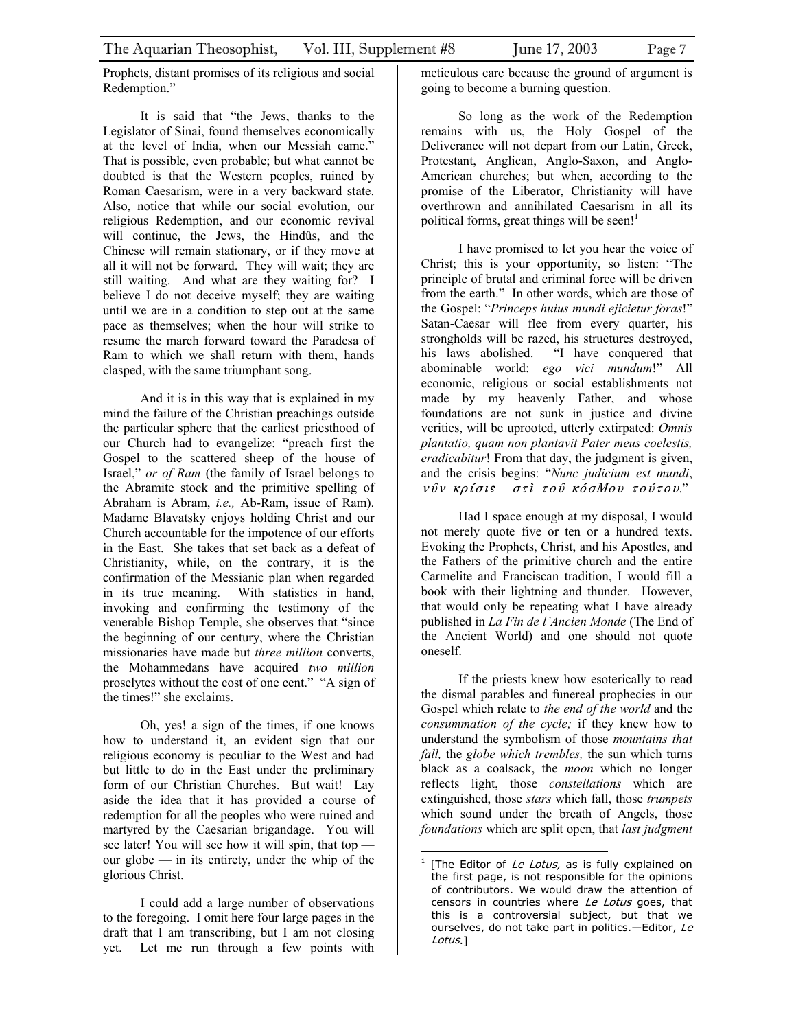Prophets, distant promises of its religious and social Redemption."

It is said that "the Jews, thanks to the Legislator of Sinai, found themselves economically at the level of India, when our Messiah came." That is possible, even probable; but what cannot be doubted is that the Western peoples, ruined by Roman Caesarism, were in a very backward state. Also, notice that while our social evolution, our religious Redemption, and our economic revival will continue, the Jews, the Hindûs, and the Chinese will remain stationary, or if they move at all it will not be forward. They will wait; they are still waiting. And what are they waiting for? I believe I do not deceive myself; they are waiting until we are in a condition to step out at the same pace as themselves; when the hour will strike to resume the march forward toward the Paradesa of Ram to which we shall return with them, hands clasped, with the same triumphant song.

And it is in this way that is explained in my mind the failure of the Christian preachings outside the particular sphere that the earliest priesthood of our Church had to evangelize: "preach first the Gospel to the scattered sheep of the house of Israel," *or of Ram* (the family of Israel belongs to the Abramite stock and the primitive spelling of Abraham is Abram, *i.e.,* Ab-Ram, issue of Ram). Madame Blavatsky enjoys holding Christ and our Church accountable for the impotence of our efforts in the East. She takes that set back as a defeat of Christianity, while, on the contrary, it is the confirmation of the Messianic plan when regarded in its true meaning. With statistics in hand, invoking and confirming the testimony of the venerable Bishop Temple, she observes that "since the beginning of our century, where the Christian missionaries have made but *three million* converts, the Mohammedans have acquired *two million* proselytes without the cost of one cent." "A sign of the times!" she exclaims.

Oh, yes! a sign of the times, if one knows how to understand it, an evident sign that our religious economy is peculiar to the West and had but little to do in the East under the preliminary form of our Christian Churches. But wait! Lay aside the idea that it has provided a course of redemption for all the peoples who were ruined and martyred by the Caesarian brigandage. You will see later! You will see how it will spin, that top — our globe — in its entirety, under the whip of the glorious Christ.

I could add a large number of observations to the foregoing. I omit here four large pages in the draft that I am transcribing, but I am not closing yet. Let me run through a few points with meticulous care because the ground of argument is going to become a burning question.

So long as the work of the Redemption remains with us, the Holy Gospel of the Deliverance will not depart from our Latin, Greek, Protestant, Anglican, Anglo-Saxon, and Anglo-American churches; but when, according to the promise of the Liberator, Christianity will have overthrown and annihilated Caesarism in all its political forms, great things will be seen![1]

I have promised to let you hear the voice of Christ; this is your opportunity, so listen: "The principle of brutal and criminal force will be driven from the earth." In other words, which are those of the Gospel: "*Princeps huius mundi ejicietur foras*!" Satan-Caesar will flee from every quarter, his strongholds will be razed, his structures destroyed, his laws abolished. "I have conquered that abominable world: *ego vici mundum*!" All economic, religious or social establishments not made by my heavenly Father, and whose foundations are not sunk in justice and divine verities, will be uprooted, utterly extirpated: *Omnis plantatio, quam non plantavit Pater meus coelestis, eradicabitur*! From that day, the judgment is given, and the crisis begins: "*Nunc judicium est mundi*, *νῦν κρίσις στὶ τοῦ κόσΜου τούτου*."

Had I space enough at my disposal, I would not merely quote five or ten or a hundred texts. Evoking the Prophets, Christ, and his Apostles, and the Fathers of the primitive church and the entire Carmelite and Franciscan tradition, I would fill a book with their lightning and thunder. However, that would only be repeating what I have already published in *La Fin de l'Ancien Monde* (The End of the Ancient World) and one should not quote oneself.

If the priests knew how esoterically to read the dismal parables and funereal prophecies in our Gospel which relate to *the end of the world* and the *consummation of the cycle;* if they knew how to understand the symbolism of those *mountains that fall,* the *globe which trembles,* the sun which turns black as a coalsack, the *moon* which no longer reflects light, those *constellations* which are extinguished, those *stars* which fall, those *trumpets* which sound under the breath of Angels, those *foundations* which are split open, that *last judgment*

[1] [The Editor of *Le Lotus,* as is fully explained on the first page, is not responsible for the opinions of contributors. We would draw the attention of censors in countries where *Le Lotus* goes, that this is a controversial subject, but that we ourselves, do not take part in politics.—Editor, *Le Lotus*.]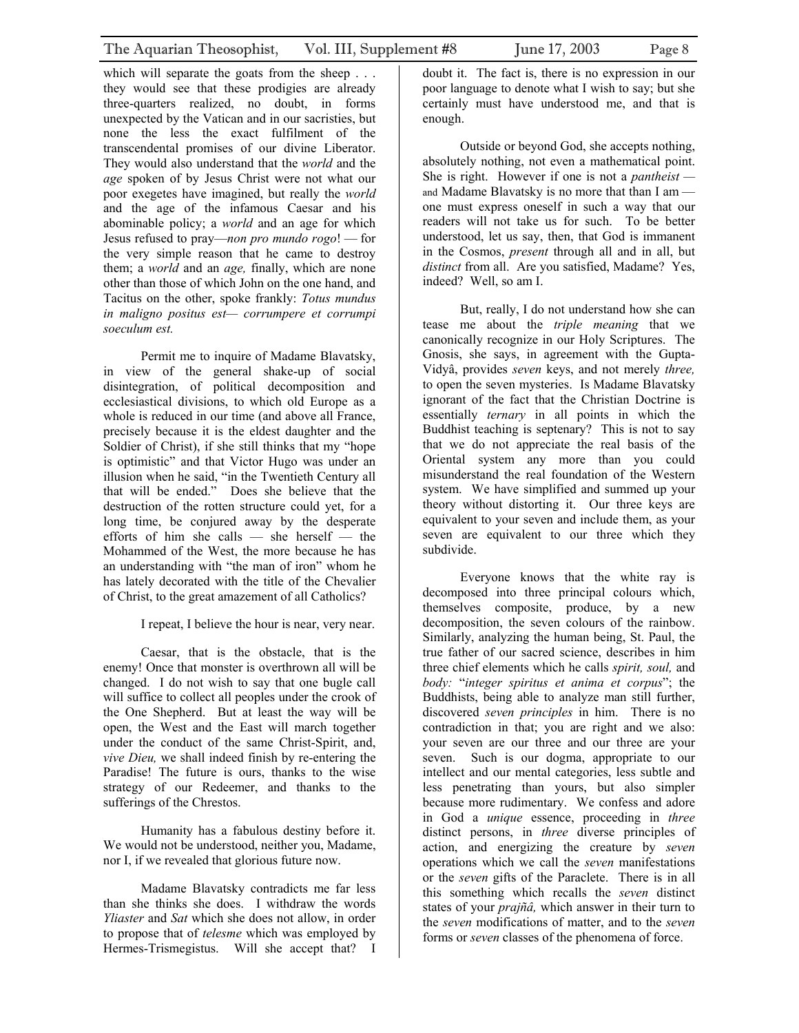which will separate the goats from the sheep . . . they would see that these prodigies are already three-quarters realized, no doubt, in forms unexpected by the Vatican and in our sacristies, but none the less the exact fulfilment of the transcendental promises of our divine Liberator. They would also understand that the *world* and the *age* spoken of by Jesus Christ were not what our poor exegetes have imagined, but really the *world* and the age of the infamous Caesar and his abominable policy; a *world* and an age for which Jesus refused to pray—*non pro mundo rogo*! — for the very simple reason that he came to destroy them; a *world* and an *age,* finally, which are none other than those of which John on the one hand, and Tacitus on the other, spoke frankly: *Totus mundus in maligno positus est— corrumpere et corrumpi soeculum est.*

Permit me to inquire of Madame Blavatsky, in view of the general shake-up of social disintegration, of political decomposition and ecclesiastical divisions, to which old Europe as a whole is reduced in our time (and above all France, precisely because it is the eldest daughter and the Soldier of Christ), if she still thinks that my "hope is optimistic" and that Victor Hugo was under an illusion when he said, "in the Twentieth Century all that will be ended." Does she believe that the destruction of the rotten structure could yet, for a long time, be conjured away by the desperate efforts of him she calls — she herself — the Mohammed of the West, the more because he has an understanding with "the man of iron" whom he has lately decorated with the title of the Chevalier of Christ, to the great amazement of all Catholics?

I repeat, I believe the hour is near, very near.

Caesar, that is the obstacle, that is the enemy! Once that monster is overthrown all will be changed. I do not wish to say that one bugle call will suffice to collect all peoples under the crook of the One Shepherd. But at least the way will be open, the West and the East will march together under the conduct of the same Christ-Spirit, and, *vive Dieu,* we shall indeed finish by re-entering the Paradise! The future is ours, thanks to the wise strategy of our Redeemer, and thanks to the sufferings of the Chrestos.

Humanity has a fabulous destiny before it. We would not be understood, neither you, Madame, nor I, if we revealed that glorious future now.

Madame Blavatsky contradicts me far less than she thinks she does. I withdraw the words *Yliaster* and *Sat* which she does not allow, in order to propose that of *telesme* which was employed by Hermes-Trismegistus. Will she accept that? I doubt it. The fact is, there is no expression in our poor language to denote what I wish to say; but she certainly must have understood me, and that is enough.

Outside or beyond God, she accepts nothing, absolutely nothing, not even a mathematical point. She is right. However if one is not a *pantheist* — and Madame Blavatsky is no more that than I am — one must express oneself in such a way that our readers will not take us for such. To be better understood, let us say, then, that God is immanent in the Cosmos, *present* through all and in all, but *distinct* from all. Are you satisfied, Madame? Yes, indeed? Well, so am I.

But, really, I do not understand how she can tease me about the *triple meaning* that we canonically recognize in our Holy Scriptures. The Gnosis, she says, in agreement with the Gupta-Vidyâ, provides *seven* keys, and not merely *three,* to open the seven mysteries. Is Madame Blavatsky ignorant of the fact that the Christian Doctrine is essentially *ternary* in all points in which the Buddhist teaching is septenary? This is not to say that we do not appreciate the real basis of the Oriental system any more than you could misunderstand the real foundation of the Western system. We have simplified and summed up your theory without distorting it. Our three keys are equivalent to your seven and include them, as your seven are equivalent to our three which they subdivide.

Everyone knows that the white ray is decomposed into three principal colours which, themselves composite, produce, by a new decomposition, the seven colours of the rainbow. Similarly, analyzing the human being, St. Paul, the true father of our sacred science, describes in him three chief elements which he calls *spirit, soul,* and *body:* "*integer spiritus et anima et corpus*"; the Buddhists, being able to analyze man still further, discovered *seven principles* in him. There is no contradiction in that; you are right and we also: your seven are our three and our three are your seven. Such is our dogma, appropriate to our intellect and our mental categories, less subtle and less penetrating than yours, but also simpler because more rudimentary. We confess and adore in God a *unique* essence, proceeding in *three* distinct persons, in *three* diverse principles of action, and energizing the creature by *seven* operations which we call the *seven* manifestations or the *seven* gifts of the Paraclete. There is in all this something which recalls the *seven* distinct states of your *prajñâ,* which answer in their turn to the *seven* modifications of matter, and to the *seven* forms or *seven* classes of the phenomena of force.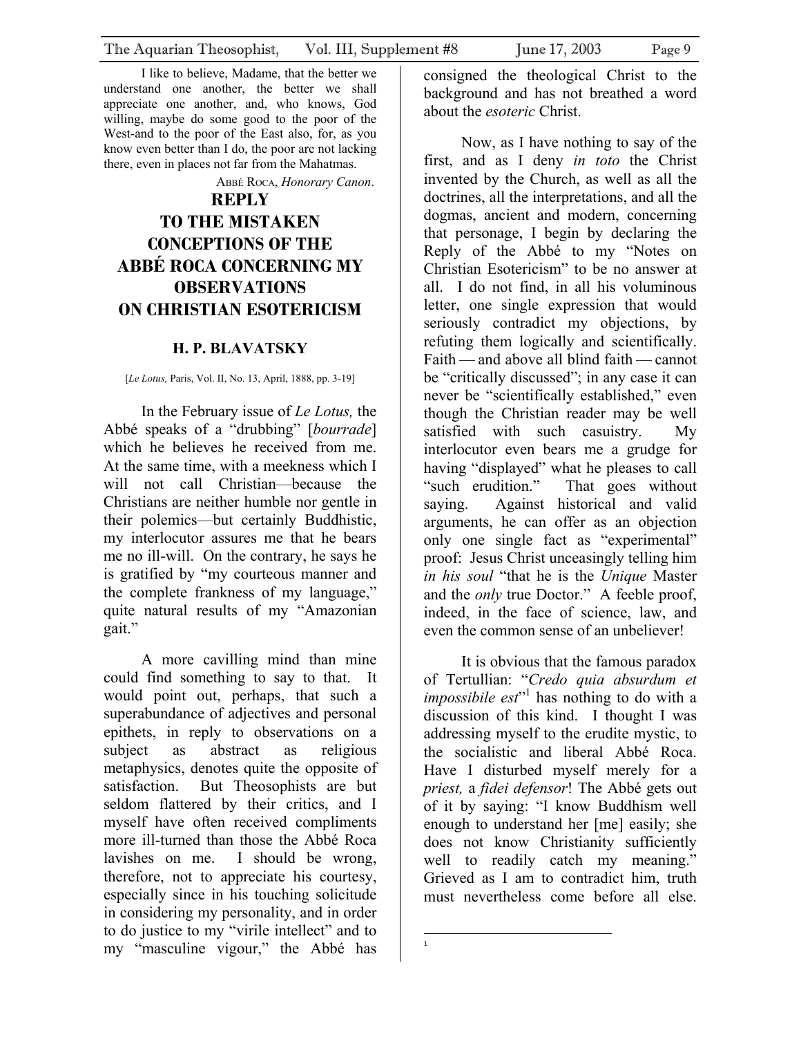I like to believe, Madame, that the better we understand one another, the better we shall appreciate one another, and, who knows, God willing, maybe do some good to the poor of the West-and to the poor of the East also, for, as you know even better than I do, the poor are not lacking there, even in places not far from the Mahatmas.

ABBÉ ROCA, *Honorary Canon*.

## REPLY TO THE MISTAKEN CONCEPTIONS OF THE ABBÉ ROCA CONCERNING MY OBSERVATIONS ON CHRISTIAN ESOTERICISM

**H. P. BLAVATSKY**

[*Le Lotus,* Paris, Vol. II, No. 13, April, 1888, pp. 3-19]

In the February issue of *Le Lotus,* the Abbé speaks of a "drubbing" [*bourrade*] which he believes he received from me. At the same time, with a meekness which I will not call Christian—because the Christians are neither humble nor gentle in their polemics—but certainly Buddhistic, my interlocutor assures me that he bears me no ill-will. On the contrary, he says he is gratified by "my courteous manner and the complete frankness of my language," quite natural results of my "Amazonian gait."

A more cavilling mind than mine could find something to say to that. It would point out, perhaps, that such a superabundance of adjectives and personal epithets, in reply to observations on a subject as abstract as religious metaphysics, denotes quite the opposite of satisfaction. But Theosophists are but seldom flattered by their critics, and I myself have often received compliments more ill-turned than those the Abbé Roca lavishes on me. I should be wrong, therefore, not to appreciate his courtesy, especially since in his touching solicitude in considering my personality, and in order to do justice to my "virile intellect" and to my "masculine vigour," the Abbé has consigned the theological Christ to the background and has not breathed a word about the *esoteric* Christ.

Now, as I have nothing to say of the first, and as I deny *in toto* the Christ invented by the Church, as well as all the doctrines, all the interpretations, and all the dogmas, ancient and modern, concerning that personage, I begin by declaring the Reply of the Abbé to my "Notes on Christian Esotericism" to be no answer at all. I do not find, in all his voluminous letter, one single expression that would seriously contradict my objections, by refuting them logically and scientifically. Faith — and above all blind faith — cannot be "critically discussed"; in any case it can never be "scientifically established," even though the Christian reader may be well satisfied with such casuistry. My interlocutor even bears me a grudge for having "displayed" what he pleases to call "such erudition." That goes without saying. Against historical and valid arguments, he can offer as an objection only one single fact as "experimental" proof: Jesus Christ unceasingly telling him *in his soul* "that he is the *Unique* Master and the *only* true Doctor." A feeble proof, indeed, in the face of science, law, and even the common sense of an unbeliever!

It is obvious that the famous paradox of Tertullian: "*Credo quia absurdum et impossibile est*"[1] has nothing to do with a discussion of this kind. I thought I was addressing myself to the erudite mystic, to the socialistic and liberal Abbé Roca. Have I disturbed myself merely for a *priest,* a *fidei defensor*! The Abbé gets out of it by saying: "I know Buddhism well enough to understand her [me] easily; she does not know Christianity sufficiently well to readily catch my meaning." Grieved as I am to contradict him, truth must nevertheless come before all else.

---

[1]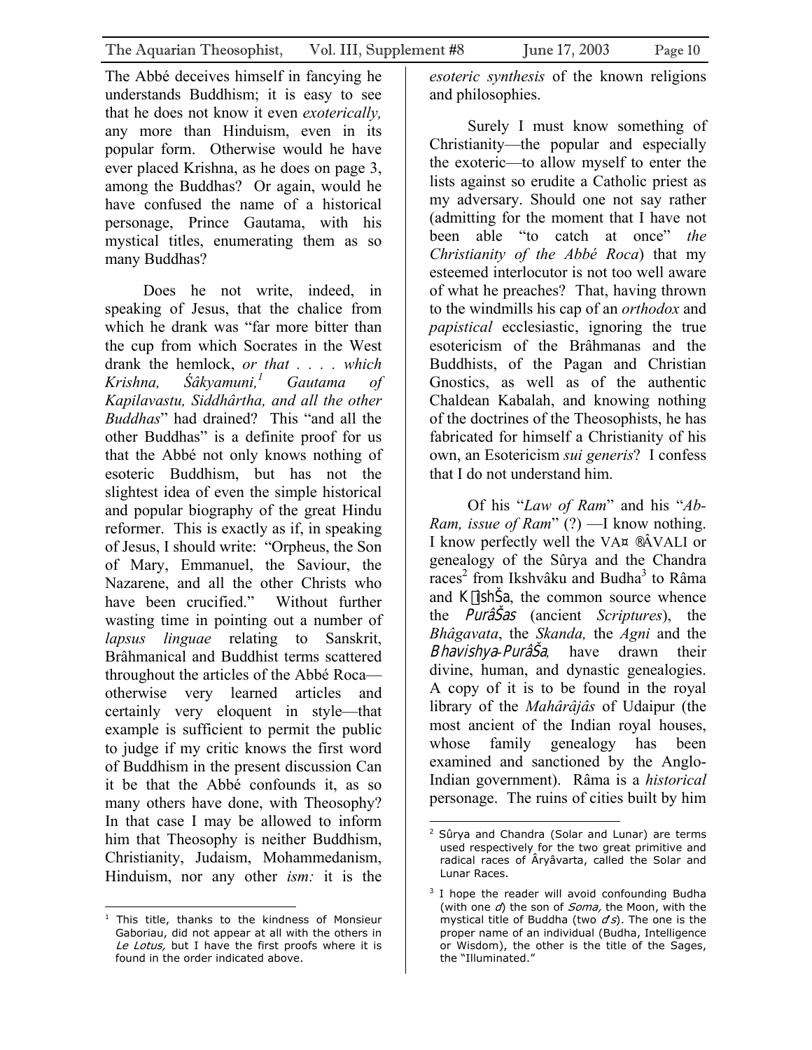The Abbé deceives himself in fancying he understands Buddhism; it is easy to see that he does not know it even *exoterically,* any more than Hinduism, even in its popular form. Otherwise would he have ever placed Krishna, as he does on page 3, among the Buddhas? Or again, would he have confused the name of a historical personage, Prince Gautama, with his mystical titles, enumerating them as so many Buddhas?

Does he not write, indeed, in speaking of Jesus, that the chalice from which he drank was "far more bitter than the cup from which Socrates in the West drank the hemlock, *or that . . . . which Krishna, Śâkyamuni,*[1] *Gautama of Kapilavastu, Siddhârtha, and all the other Buddhas*" had drained? This "and all the other Buddhas" is a definite proof for us that the Abbé not only knows nothing of esoteric Buddhism, but has not the slightest idea of even the simple historical and popular biography of the great Hindu reformer. This is exactly as if, in speaking of Jesus, I should write: "Orpheus, the Son of Mary, Emmanuel, the Saviour, the Nazarene, and all the other Christs who have been crucified." Without further wasting time in pointing out a number of *lapsus linguae* relating to Sanskrit, Brâhmanical and Buddhist terms scattered throughout the articles of the Abbé Roca—otherwise very learned articles and certainly very eloquent in style—that example is sufficient to permit the public to judge if my critic knows the first word of Buddhism in the present discussion Can it be that the Abbé confounds it, as so many others have done, with Theosophy? In that case I may be allowed to inform him that Theosophy is neither Buddhism, Christianity, Judaism, Mohammedanism, Hinduism, nor any other *ism:* it is the *esoteric synthesis* of the known religions and philosophies.

Surely I must know something of Christianity—the popular and especially the exoteric—to allow myself to enter the lists against so erudite a Catholic priest as my adversary. Should one not say rather (admitting for the moment that I have not been able "to catch at once" *the Christianity of the Abbé Roca*) that my esteemed interlocutor is not too well aware of what he preaches? That, having thrown to the windmills his cap of an *orthodox* and *papistical* ecclesiastic, ignoring the true esotericism of the Brâhmanas and the Buddhists, of the Pagan and Christian Gnostics, as well as of the authentic Chaldean Kabalah, and knowing nothing of the doctrines of the Theosophists, he has fabricated for himself a Christianity of his own, an Esotericism *sui generis*? I confess that I do not understand him.

Of his "*Law of Ram*" and his "*Ab-Ram, issue of Ram*" (?) —I know nothing. I know perfectly well the VA¤ ®ÂVALI or genealogy of the Sûrya and the Chandra races[2] from Ikshvâku and Budha[3] to Râma and K ishŠa, the common source whence the *PurâŠas* (ancient *Scriptures*), the *Bhâgavata*, the *Skanda,* the *Agni* and the *Bhavishya-PurâŠa*, have drawn their divine, human, and dynastic genealogies. A copy of it is to be found in the royal library of the *Mahârâjâs* of Udaipur (the most ancient of the Indian royal houses, whose family genealogy has been examined and sanctioned by the Anglo-Indian government). Râma is a *historical* personage. The ruins of cities built by him

---

[1] This title, thanks to the kindness of Monsieur Gaboriau, did not appear at all with the others in *Le Lotus,* but I have the first proofs where it is found in the order indicated above.

[2] Sûrya and Chandra (Solar and Lunar) are terms used respectively for the two great primitive and radical races of Âryâvarta, called the Solar and Lunar Races.

[3] I hope the reader will avoid confounding Budha (with one *d*) the son of *Soma,* the Moon, with the mystical title of Buddha (two *d s*). The one is the proper name of an individual (Budha, Intelligence or Wisdom), the other is the title of the Sages, the "Illuminated."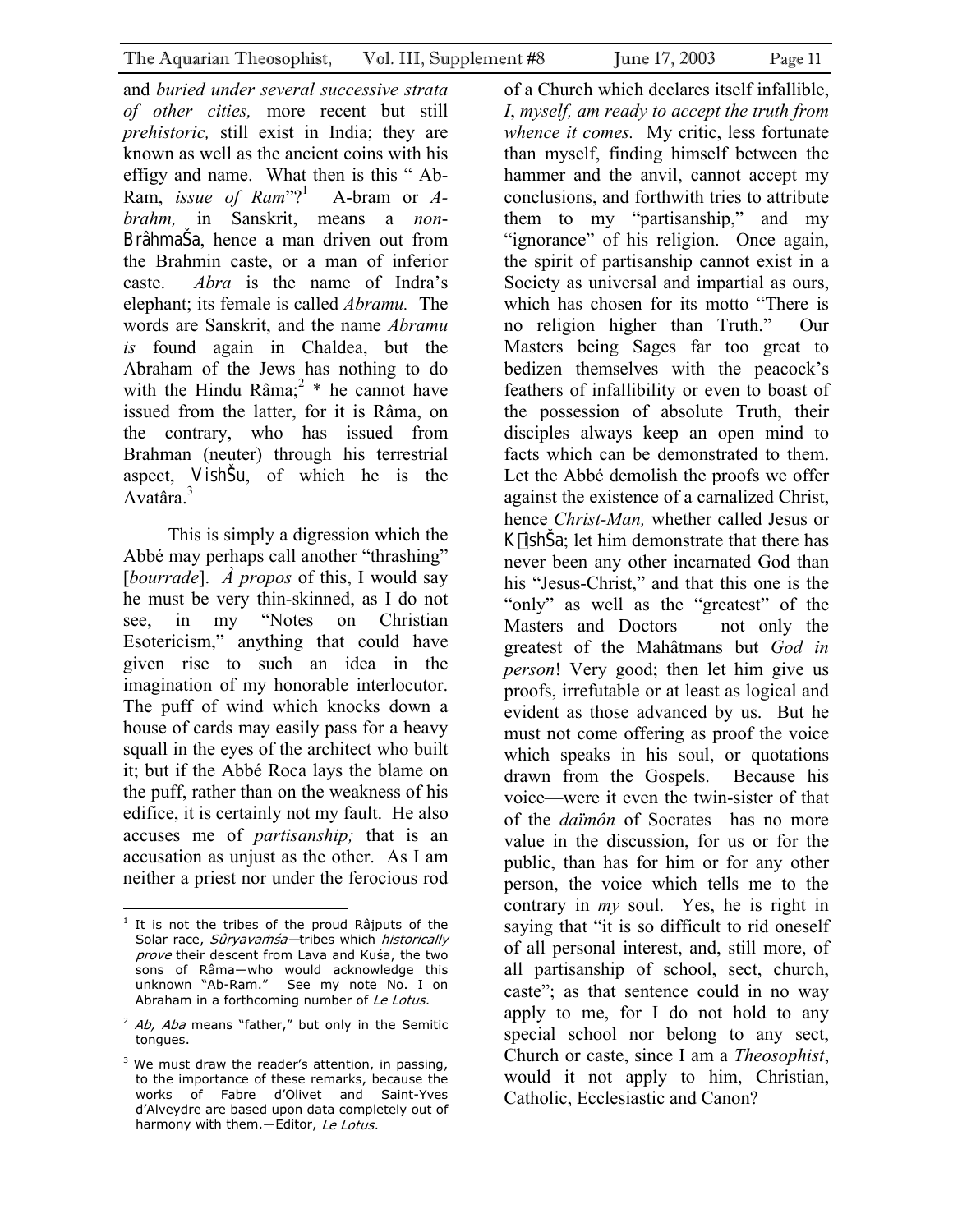and *buried under several successive strata of other cities,* more recent but still *prehistoric,* still exist in India; they are known as well as the ancient coins with his effigy and name. What then is this " Ab-Ram, *issue of Ram*"?[1] A-bram or *A-brahm,* in Sanskrit, means a *non-*BrâhmaŠa, hence a man driven out from the Brahmin caste, or a man of inferior caste. *Abra* is the name of Indra's elephant; its female is called *Abramu.* The words are Sanskrit, and the name *Abramu is* found again in Chaldea, but the Abraham of the Jews has nothing to do with the Hindu Râma;[2] * he cannot have issued from the latter, for it is Râma, on the contrary, who has issued from Brahman (neuter) through his terrestrial aspect, VishŠu, of which he is the Avatâra.[3]

This is simply a digression which the Abbé may perhaps call another "thrashing" [*bourrade*]. *À propos* of this, I would say he must be very thin-skinned, as I do not see, in my "Notes on Christian Esotericism," anything that could have given rise to such an idea in the imagination of my honorable interlocutor. The puff of wind which knocks down a house of cards may easily pass for a heavy squall in the eyes of the architect who built it; but if the Abbé Roca lays the blame on the puff, rather than on the weakness of his edifice, it is certainly not my fault. He also accuses me of *partisanship;* that is an accusation as unjust as the other. As I am neither a priest nor under the ferocious rod of a Church which declares itself infallible, *I*, *myself, am ready to accept the truth from whence it comes.* My critic, less fortunate than myself, finding himself between the hammer and the anvil, cannot accept my conclusions, and forthwith tries to attribute them to my "partisanship," and my "ignorance" of his religion. Once again, the spirit of partisanship cannot exist in a Society as universal and impartial as ours, which has chosen for its motto "There is no religion higher than Truth." Our Masters being Sages far too great to bedizen themselves with the peacock's feathers of infallibility or even to boast of the possession of absolute Truth, their disciples always keep an open mind to facts which can be demonstrated to them. Let the Abbé demolish the proofs we offer against the existence of a carnalized Christ, hence *Christ-Man,* whether called Jesus or K͏ishŠa; let him demonstrate that there has never been any other incarnated God than his "Jesus-Christ," and that this one is the "only" as well as the "greatest" of the Masters and Doctors — not only the greatest of the Mahâtmans but *God in person*! Very good; then let him give us proofs, irrefutable or at least as logical and evident as those advanced by us. But he must not come offering as proof the voice which speaks in his soul, or quotations drawn from the Gospels. Because his voice—were it even the twin-sister of that of the *daïmôn* of Socrates—has no more value in the discussion, for us or for the public, than has for him or for any other person, the voice which tells me to the contrary in *my* soul. Yes, he is right in saying that "it is so difficult to rid oneself of all personal interest, and, still more, of all partisanship of school, sect, church, caste"; as that sentence could in no way apply to me, for I do not hold to any special school nor belong to any sect, Church or caste, since I am a *Theosophist*, would it not apply to him, Christian, Catholic, Ecclesiastic and Canon?

---

[1] It is not the tribes of the proud Râjputs of the Solar race, *Sûryavaṁśa*—tribes which *historically prove* their descent from Lava and Kuśa, the two sons of Râma—who would acknowledge this unknown "Ab-Ram." See my note No. I on Abraham in a forthcoming number of *Le Lotus.*

[2] *Ab, Aba* means "father," but only in the Semitic tongues.

[3] We must draw the reader's attention, in passing, to the importance of these remarks, because the works of Fabre d'Olivet and Saint-Yves d'Alveydre are based upon data completely out of harmony with them.—Editor, *Le Lotus.*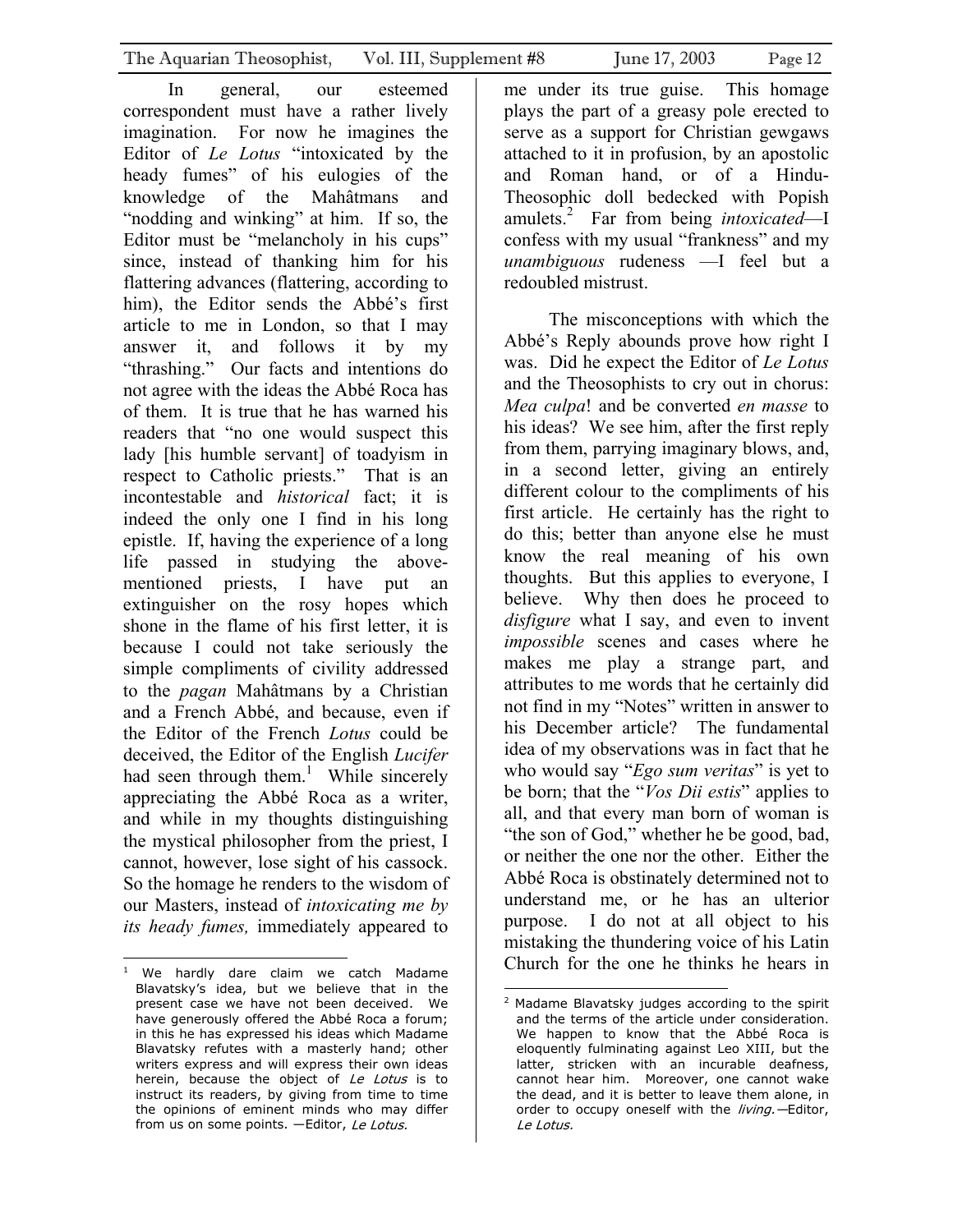In general, our esteemed correspondent must have a rather lively imagination. For now he imagines the Editor of *Le Lotus* "intoxicated by the heady fumes" of his eulogies of the knowledge of the Mahâtmans and "nodding and winking" at him. If so, the Editor must be "melancholy in his cups" since, instead of thanking him for his flattering advances (flattering, according to him), the Editor sends the Abbé's first article to me in London, so that I may answer it, and follows it by my "thrashing." Our facts and intentions do not agree with the ideas the Abbé Roca has of them. It is true that he has warned his readers that "no one would suspect this lady [his humble servant] of toadyism in respect to Catholic priests." That is an incontestable and *historical* fact; it is indeed the only one I find in his long epistle. If, having the experience of a long life passed in studying the above-mentioned priests, I have put an extinguisher on the rosy hopes which shone in the flame of his first letter, it is because I could not take seriously the simple compliments of civility addressed to the *pagan* Mahâtmans by a Christian and a French Abbé, and because, even if the Editor of the French *Lotus* could be deceived, the Editor of the English *Lucifer* had seen through them.[1] While sincerely appreciating the Abbé Roca as a writer, and while in my thoughts distinguishing the mystical philosopher from the priest, I cannot, however, lose sight of his cassock. So the homage he renders to the wisdom of our Masters, instead of *intoxicating me by its heady fumes,* immediately appeared to me under its true guise. This homage plays the part of a greasy pole erected to serve as a support for Christian gewgaws attached to it in profusion, by an apostolic and Roman hand, or of a Hindu-Theosophic doll bedecked with Popish amulets.[2] Far from being *intoxicated*—I confess with my usual "frankness" and my *unambiguous* rudeness —I feel but a redoubled mistrust.

The misconceptions with which the Abbé's Reply abounds prove how right I was. Did he expect the Editor of *Le Lotus* and the Theosophists to cry out in chorus: *Mea culpa*! and be converted *en masse* to his ideas? We see him, after the first reply from them, parrying imaginary blows, and, in a second letter, giving an entirely different colour to the compliments of his first article. He certainly has the right to do this; better than anyone else he must know the real meaning of his own thoughts. But this applies to everyone, I believe. Why then does he proceed to *disfigure* what I say, and even to invent *impossible* scenes and cases where he makes me play a strange part, and attributes to me words that he certainly did not find in my "Notes" written in answer to his December article? The fundamental idea of my observations was in fact that he who would say "*Ego sum veritas*" is yet to be born; that the "*Vos Dii estis*" applies to all, and that every man born of woman is "the son of God," whether he be good, bad, or neither the one nor the other. Either the Abbé Roca is obstinately determined not to understand me, or he has an ulterior purpose. I do not at all object to his mistaking the thundering voice of his Latin Church for the one he thinks he hears in

---

[1] We hardly dare claim we catch Madame Blavatsky's idea, but we believe that in the present case we have not been deceived. We have generously offered the Abbé Roca a forum; in this he has expressed his ideas which Madame Blavatsky refutes with a masterly hand; other writers express and will express their own ideas herein, because the object of *Le Lotus* is to instruct its readers, by giving from time to time the opinions of eminent minds who may differ from us on some points. —Editor, *Le Lotus.*

[2] Madame Blavatsky judges according to the spirit and the terms of the article under consideration. We happen to know that the Abbé Roca is eloquently fulminating against Leo XIII, but the latter, stricken with an incurable deafness, cannot hear him. Moreover, one cannot wake the dead, and it is better to leave them alone, in order to occupy oneself with the *living.*—Editor, *Le Lotus.*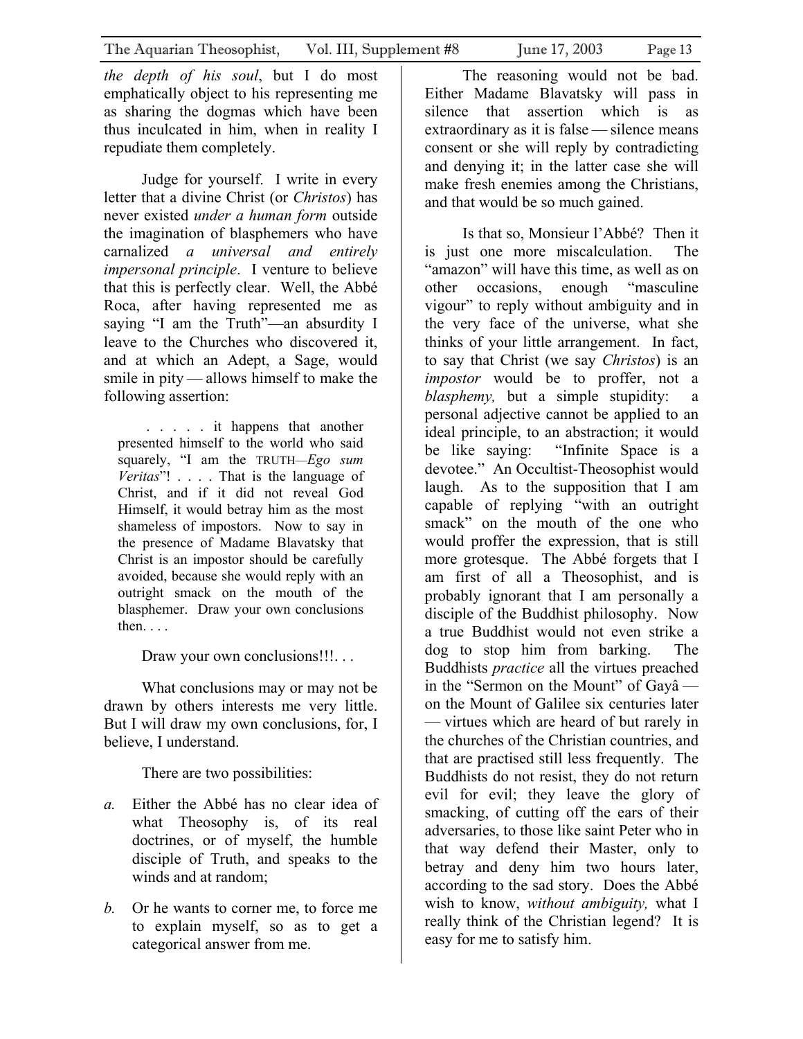*the depth of his soul*, but I do most emphatically object to his representing me as sharing the dogmas which have been thus inculcated in him, when in reality I repudiate them completely.

Judge for yourself. I write in every letter that a divine Christ (or *Christos*) has never existed *under a human form* outside the imagination of blasphemers who have carnalized *a universal and entirely impersonal principle*. I venture to believe that this is perfectly clear. Well, the Abbé Roca, after having represented me as saying "I am the Truth"—an absurdity I leave to the Churches who discovered it, and at which an Adept, a Sage, would smile in pity — allows himself to make the following assertion:

> . . . . . it happens that another presented himself to the world who said squarely, "I am the TRUTH—*Ego sum Veritas*"! . . . . That is the language of Christ, and if it did not reveal God Himself, it would betray him as the most shameless of impostors. Now to say in the presence of Madame Blavatsky that Christ is an impostor should be carefully avoided, because she would reply with an outright smack on the mouth of the blasphemer. Draw your own conclusions then. . . .

Draw your own conclusions!!!. . .

What conclusions may or may not be drawn by others interests me very little. But I will draw my own conclusions, for, I believe, I understand.

There are two possibilities:

*a.* Either the Abbé has no clear idea of what Theosophy is, of its real doctrines, or of myself, the humble disciple of Truth, and speaks to the winds and at random;

*b.* Or he wants to corner me, to force me to explain myself, so as to get a categorical answer from me.

The reasoning would not be bad. Either Madame Blavatsky will pass in silence that assertion which is as extraordinary as it is false — silence means consent or she will reply by contradicting and denying it; in the latter case she will make fresh enemies among the Christians, and that would be so much gained.

Is that so, Monsieur l'Abbé? Then it is just one more miscalculation. The "amazon" will have this time, as well as on other occasions, enough "masculine vigour" to reply without ambiguity and in the very face of the universe, what she thinks of your little arrangement. In fact, to say that Christ (we say *Christos*) is an *impostor* would be to proffer, not a *blasphemy,* but a simple stupidity: a personal adjective cannot be applied to an ideal principle, to an abstraction; it would be like saying: "Infinite Space is a devotee." An Occultist-Theosophist would laugh. As to the supposition that I am capable of replying "with an outright smack" on the mouth of the one who would proffer the expression, that is still more grotesque. The Abbé forgets that I am first of all a Theosophist, and is probably ignorant that I am personally a disciple of the Buddhist philosophy. Now a true Buddhist would not even strike a dog to stop him from barking. The Buddhists *practice* all the virtues preached in the "Sermon on the Mount" of Gayâ — on the Mount of Galilee six centuries later — virtues which are heard of but rarely in the churches of the Christian countries, and that are practised still less frequently. The Buddhists do not resist, they do not return evil for evil; they leave the glory of smacking, of cutting off the ears of their adversaries, to those like saint Peter who in that way defend their Master, only to betray and deny him two hours later, according to the sad story. Does the Abbé wish to know, *without ambiguity,* what I really think of the Christian legend? It is easy for me to satisfy him.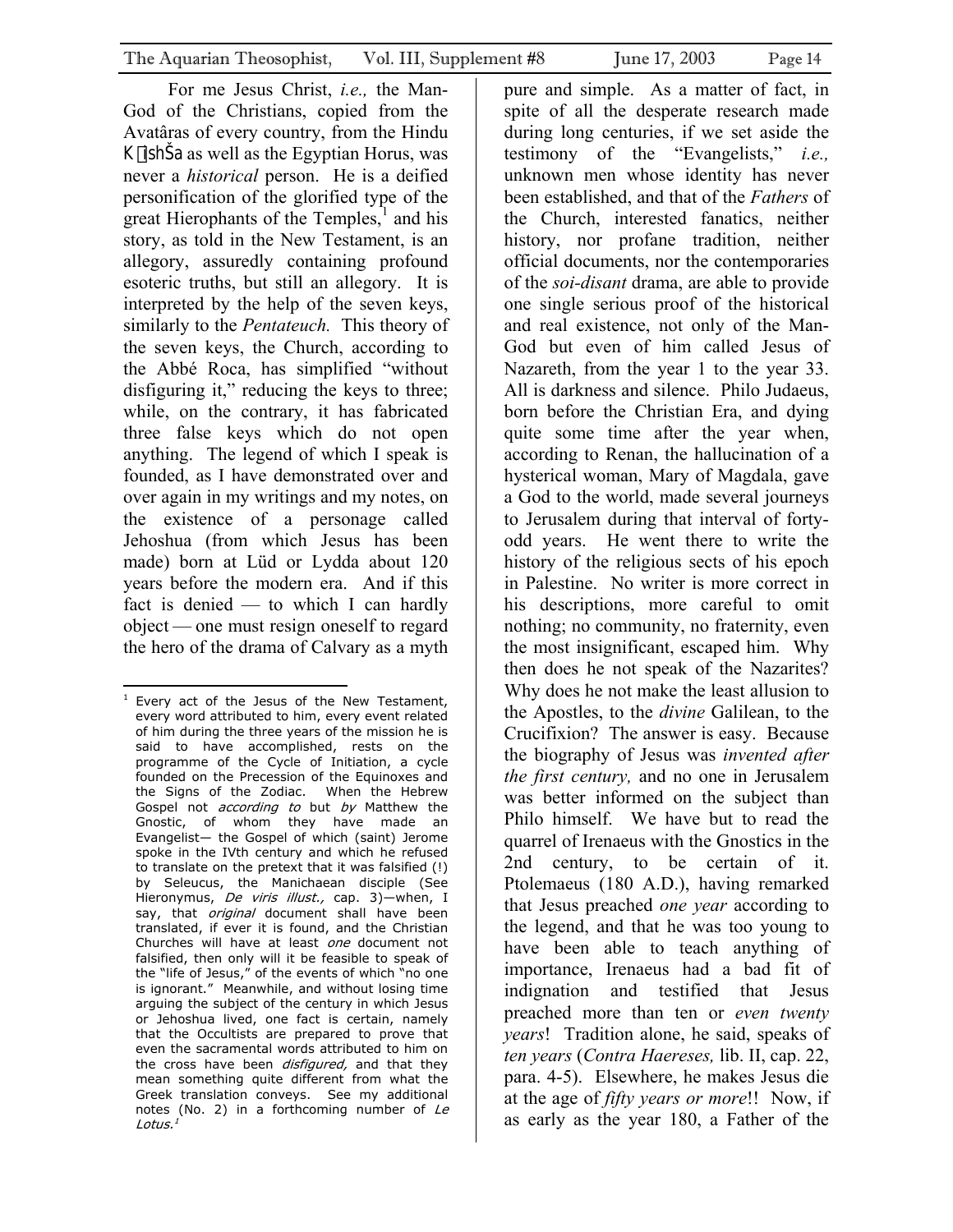For me Jesus Christ, *i.e.,* the Man-God of the Christians, copied from the Avatâras of every country, from the Hindu Kṛishṇa as well as the Egyptian Horus, was never a *historical* person. He is a deified personification of the glorified type of the great Hierophants of the Temples,[1] and his story, as told in the New Testament, is an allegory, assuredly containing profound esoteric truths, but still an allegory. It is interpreted by the help of the seven keys, similarly to the *Pentateuch.* This theory of the seven keys, the Church, according to the Abbé Roca, has simplified "without disfiguring it," reducing the keys to three; while, on the contrary, it has fabricated three false keys which do not open anything. The legend of which I speak is founded, as I have demonstrated over and over again in my writings and my notes, on the existence of a personage called Jehoshua (from which Jesus has been made) born at Lüd or Lydda about 120 years before the modern era. And if this fact is denied — to which I can hardly object — one must resign oneself to regard the hero of the drama of Calvary as a myth pure and simple. As a matter of fact, in spite of all the desperate research made during long centuries, if we set aside the testimony of the "Evangelists," *i.e.,* unknown men whose identity has never been established, and that of the *Fathers* of the Church, interested fanatics, neither history, nor profane tradition, neither official documents, nor the contemporaries of the *soi-disant* drama, are able to provide one single serious proof of the historical and real existence, not only of the Man-God but even of him called Jesus of Nazareth, from the year 1 to the year 33. All is darkness and silence. Philo Judaeus, born before the Christian Era, and dying quite some time after the year when, according to Renan, the hallucination of a hysterical woman, Mary of Magdala, gave a God to the world, made several journeys to Jerusalem during that interval of forty-odd years. He went there to write the history of the religious sects of his epoch in Palestine. No writer is more correct in his descriptions, more careful to omit nothing; no community, no fraternity, even the most insignificant, escaped him. Why then does he not speak of the Nazarites? Why does he not make the least allusion to the Apostles, to the *divine* Galilean, to the Crucifixion? The answer is easy. Because the biography of Jesus was *invented after the first century,* and no one in Jerusalem was better informed on the subject than Philo himself. We have but to read the quarrel of Irenaeus with the Gnostics in the 2nd century, to be certain of it. Ptolemaeus (180 A.D.), having remarked that Jesus preached *one year* according to the legend, and that he was too young to have been able to teach anything of importance, Irenaeus had a bad fit of indignation and testified that Jesus preached more than ten or *even twenty years*! Tradition alone, he said, speaks of *ten years* (*Contra Haereses,* lib. II, cap. 22, para. 4-5). Elsewhere, he makes Jesus die at the age of *fifty years or more*!! Now, if as early as the year 180, a Father of the

---

[1] Every act of the Jesus of the New Testament, every word attributed to him, every event related of him during the three years of the mission he is said to have accomplished, rests on the programme of the Cycle of Initiation, a cycle founded on the Precession of the Equinoxes and the Signs of the Zodiac. When the Hebrew Gospel not *according to* but *by* Matthew the Gnostic, of whom they have made an Evangelist— the Gospel of which (saint) Jerome spoke in the IVth century and which he refused to translate on the pretext that it was falsified (!) by Seleucus, the Manichaean disciple (See Hieronymus, *De viris illust.,* cap. 3)—when, I say, that *original* document shall have been translated, if ever it is found, and the Christian Churches will have at least *one* document not falsified, then only will it be feasible to speak of the "life of Jesus," of the events of which "no one is ignorant." Meanwhile, and without losing time arguing the subject of the century in which Jesus or Jehoshua lived, one fact is certain, namely that the Occultists are prepared to prove that even the sacramental words attributed to him on the cross have been *disfigured,* and that they mean something quite different from what the Greek translation conveys. See my additional notes (No. 2) in a forthcoming number of *Le Lotus.*[1]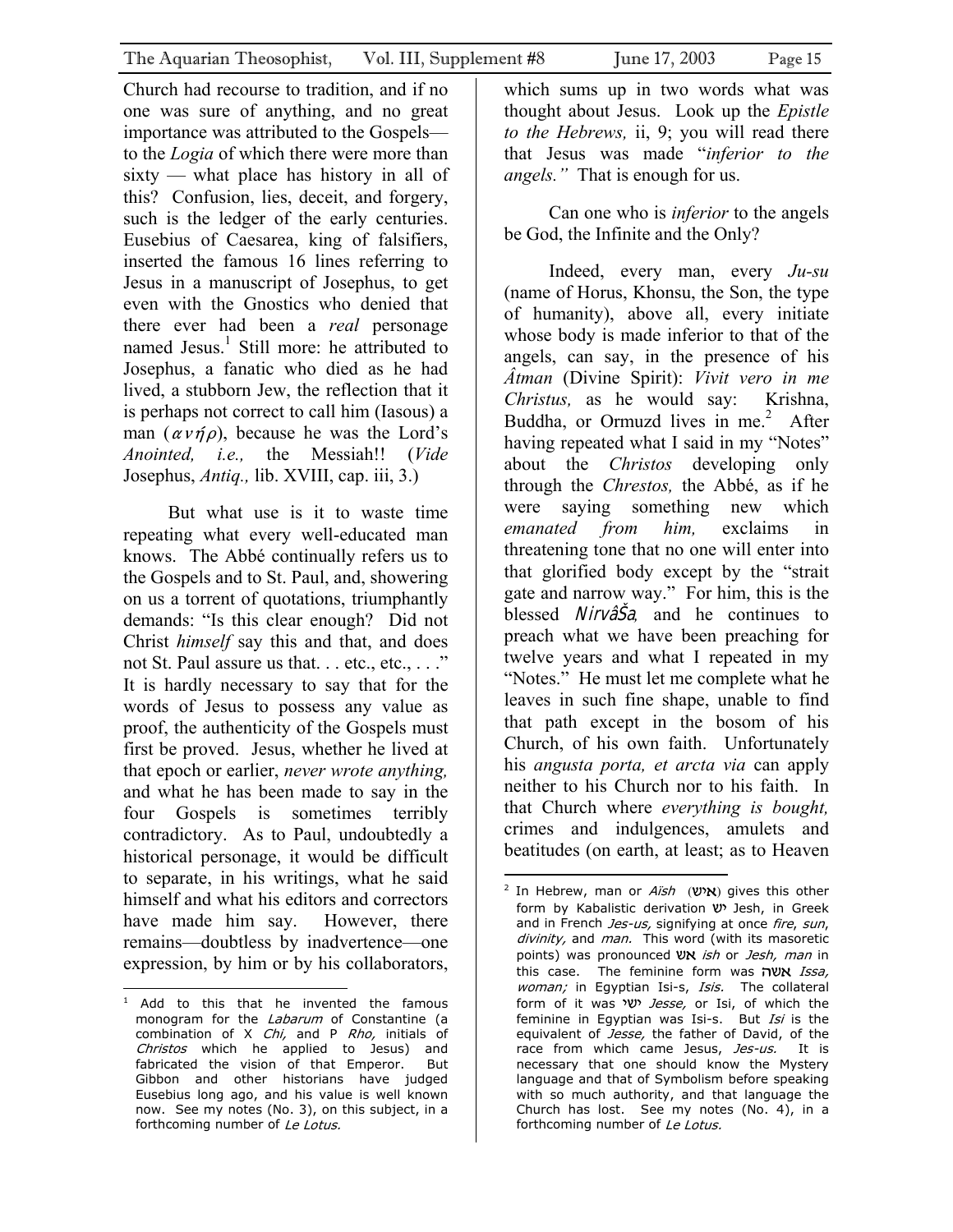Church had recourse to tradition, and if no one was sure of anything, and no great importance was attributed to the Gospels—to the *Logia* of which there were more than sixty — what place has history in all of this? Confusion, lies, deceit, and forgery, such is the ledger of the early centuries. Eusebius of Caesarea, king of falsifiers, inserted the famous 16 lines referring to Jesus in a manuscript of Josephus, to get even with the Gnostics who denied that there ever had been a *real* personage named Jesus.[1] Still more: he attributed to Josephus, a fanatic who died as he had lived, a stubborn Jew, the reflection that it is perhaps not correct to call him (Iasous) a man (ανήρ), because he was the Lord's *Anointed, i.e.,* the Messiah!! (*Vide* Josephus, *Antiq.,* lib. XVIII, cap. iii, 3.)

But what use is it to waste time repeating what every well-educated man knows. The Abbé continually refers us to the Gospels and to St. Paul, and, showering on us a torrent of quotations, triumphantly demands: "Is this clear enough? Did not Christ *himself* say this and that, and does not St. Paul assure us that. . . etc., etc., . . ." It is hardly necessary to say that for the words of Jesus to possess any value as proof, the authenticity of the Gospels must first be proved. Jesus, whether he lived at that epoch or earlier, *never wrote anything,* and what he has been made to say in the four Gospels is sometimes terribly contradictory. As to Paul, undoubtedly a historical personage, it would be difficult to separate, in his writings, what he said himself and what his editors and correctors have made him say. However, there remains—doubtless by inadvertence—one expression, by him or by his collaborators, which sums up in two words what was thought about Jesus. Look up the *Epistle to the Hebrews,* ii, 9; you will read there that Jesus was made "*inferior to the angels.*" That is enough for us.

Can one who is *inferior* to the angels be God, the Infinite and the Only?

Indeed, every man, every *Ju-su* (name of Horus, Khonsu, the Son, the type of humanity), above all, every initiate whose body is made inferior to that of the angels, can say, in the presence of his *Âtman* (Divine Spirit): *Vivit vero in me Christus,* as he would say: Krishna, Buddha, or Ormuzd lives in me.[2] After having repeated what I said in my "Notes" about the *Christos* developing only through the *Chrestos,* the Abbé, as if he were saying something new which *emanated from him,* exclaims in threatening tone that no one will enter into that glorified body except by the "strait gate and narrow way." For him, this is the blessed *Nirvâṇa*, and he continues to preach what we have been preaching for twelve years and what I repeated in my "Notes." He must let me complete what he leaves in such fine shape, unable to find that path except in the bosom of his Church, of his own faith. Unfortunately his *angusta porta, et arcta via* can apply neither to his Church nor to his faith. In that Church where *everything is bought,* crimes and indulgences, amulets and beatitudes (on earth, at least; as to Heaven

---

[1] Add to this that he invented the famous monogram for the *Labarum* of Constantine (a combination of X *Chi,* and P *Rho,* initials of *Christos* which he applied to Jesus) and fabricated the vision of that Emperor. But Gibbon and other historians have judged Eusebius long ago, and his value is well known now. See my notes (No. 3), on this subject, in a forthcoming number of *Le Lotus.*

[2] In Hebrew, man or *Aïsh* (איש) gives this other form by Kabalistic derivation יש Jesh, in Greek and in French *Jes-us,* signifying at once *fire, sun, divinity,* and *man.* This word (with its masoretic points) was pronounced אש *ish* or *Jesh, man* in this case. The feminine form was אשה *Issa, woman;* in Egyptian Isi-s, *Isis.* The collateral form of it was ישי *Jesse,* or Isi, of which the feminine in Egyptian was Isi-s. But *Isi* is the equivalent of *Jesse,* the father of David, of the race from which came Jesus, *Jes-us.* It is necessary that one should know the Mystery language and that of Symbolism before speaking with so much authority, and that language the Church has lost. See my notes (No. 4), in a forthcoming number of *Le Lotus.*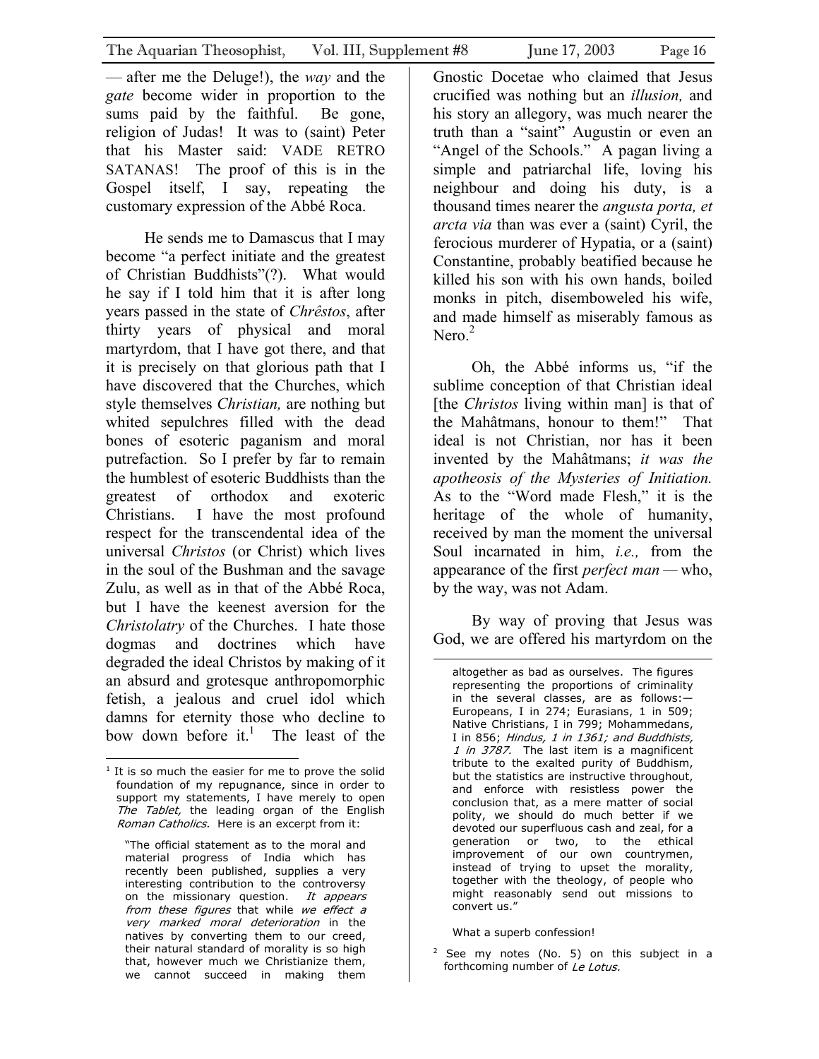— after me the Deluge!), the *way* and the *gate* become wider in proportion to the sums paid by the faithful. Be gone, religion of Judas! It was to (saint) Peter that his Master said: VADE RETRO SATANAS! The proof of this is in the Gospel itself, I say, repeating the customary expression of the Abbé Roca.

He sends me to Damascus that I may become "a perfect initiate and the greatest of Christian Buddhists"(?). What would he say if I told him that it is after long years passed in the state of *Chrêstos*, after thirty years of physical and moral martyrdom, that I have got there, and that it is precisely on that glorious path that I have discovered that the Churches, which style themselves *Christian,* are nothing but whited sepulchres filled with the dead bones of esoteric paganism and moral putrefaction. So I prefer by far to remain the humblest of esoteric Buddhists than the greatest of orthodox and exoteric Christians. I have the most profound respect for the transcendental idea of the universal *Christos* (or Christ) which lives in the soul of the Bushman and the savage Zulu, as well as in that of the Abbé Roca, but I have the keenest aversion for the *Christolatry* of the Churches. I hate those dogmas and doctrines which have degraded the ideal Christos by making of it an absurd and grotesque anthropomorphic fetish, a jealous and cruel idol which damns for eternity those who decline to bow down before it.[1] The least of the Gnostic Docetae who claimed that Jesus crucified was nothing but an *illusion,* and his story an allegory, was much nearer the truth than a "saint" Augustin or even an "Angel of the Schools." A pagan living a simple and patriarchal life, loving his neighbour and doing his duty, is a thousand times nearer the *angusta porta, et arcta via* than was ever a (saint) Cyril, the ferocious murderer of Hypatia, or a (saint) Constantine, probably beatified because he killed his son with his own hands, boiled monks in pitch, disemboweled his wife, and made himself as miserably famous as Nero.[2]

Oh, the Abbé informs us, "if the sublime conception of that Christian ideal [the *Christos* living within man] is that of the Mahâtmans, honour to them!" That ideal is not Christian, nor has it been invented by the Mahâtmans; *it was the apotheosis of the Mysteries of Initiation.* As to the "Word made Flesh," it is the heritage of the whole of humanity, received by man the moment the universal Soul incarnated in him, *i.e.,* from the appearance of the first *perfect man* — who, by the way, was not Adam.

By way of proving that Jesus was God, we are offered his martyrdom on the

---

[1] It is so much the easier for me to prove the solid foundation of my repugnance, since in order to support my statements, I have merely to open *The Tablet,* the leading organ of the English *Roman Catholics.* Here is an excerpt from it:

> "The official statement as to the moral and material progress of India which has recently been published, supplies a very interesting contribution to the controversy on the missionary question. *It appears from these figures* that while *we effect a very marked moral deterioration* in the natives by converting them to our creed, their natural standard of morality is so high that, however much we Christianize them, we cannot succeed in making them altogether as bad as ourselves. The figures representing the proportions of criminality in the several classes, are as follows:— Europeans, I in 274; Eurasians, 1 in 509; Native Christians, I in 799; Mohammedans, I in 856; *Hindus, 1 in 1361; and Buddhists, 1 in 3787.* The last item is a magnificent tribute to the exalted purity of Buddhism, but the statistics are instructive throughout, and enforce with resistless power the conclusion that, as a mere matter of social polity, we should do much better if we devoted our superfluous cash and zeal, for a generation or two, to the ethical improvement of our own countrymen, instead of trying to upset the morality, together with the theology, of people who might reasonably send out missions to convert us."

What a superb confession!

[2] See my notes (No. 5) on this subject in a forthcoming number of *Le Lotus.*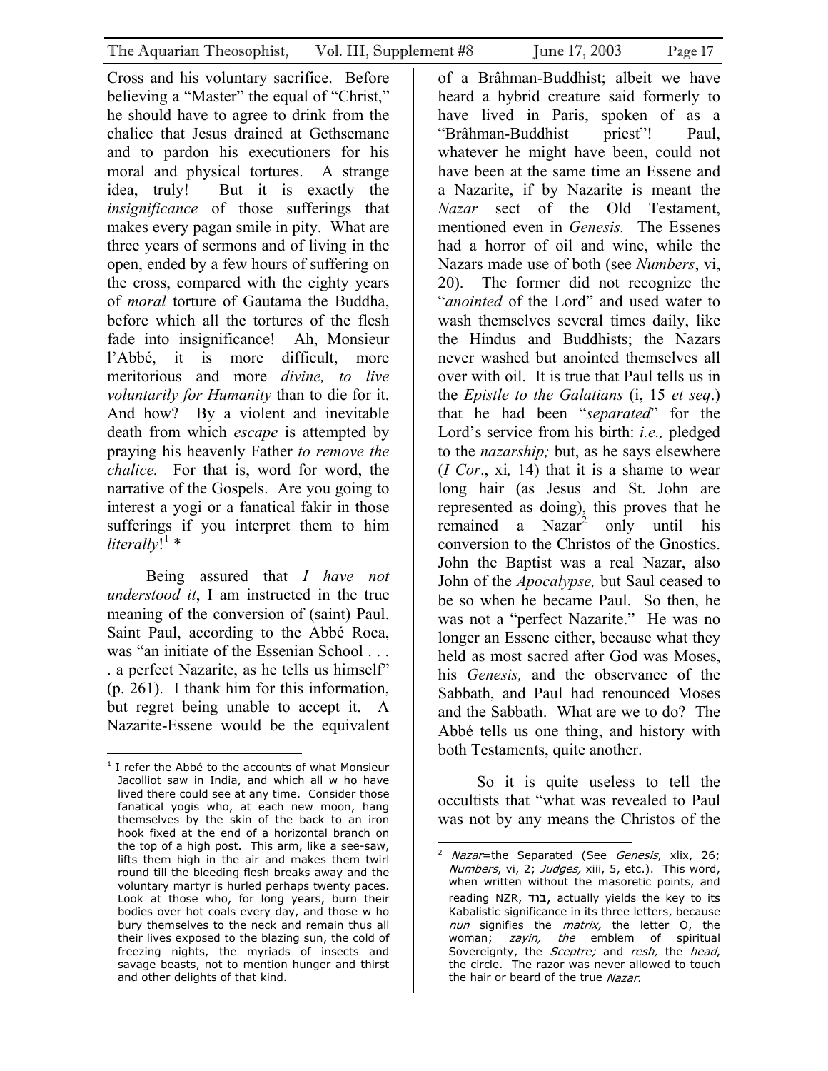Cross and his voluntary sacrifice. Before believing a "Master" the equal of "Christ," he should have to agree to drink from the chalice that Jesus drained at Gethsemane and to pardon his executioners for his moral and physical tortures. A strange idea, truly! But it is exactly the *insignificance* of those sufferings that makes every pagan smile in pity. What are three years of sermons and of living in the open, ended by a few hours of suffering on the cross, compared with the eighty years of *moral* torture of Gautama the Buddha, before which all the tortures of the flesh fade into insignificance! Ah, Monsieur l'Abbé, it is more difficult, more meritorious and more *divine, to live voluntarily for Humanity* than to die for it. And how? By a violent and inevitable death from which *escape* is attempted by praying his heavenly Father *to remove the chalice.* For that is, word for word, the narrative of the Gospels. Are you going to interest a yogi or a fanatical fakir in those sufferings if you interpret them to him *literally*![1] *

Being assured that *I have not understood it*, I am instructed in the true meaning of the conversion of (saint) Paul. Saint Paul, according to the Abbé Roca, was "an initiate of the Essenian School . . . . a perfect Nazarite, as he tells us himself" (p. 261). I thank him for this information, but regret being unable to accept it. A Nazarite-Essene would be the equivalent of a Brâhman-Buddhist; albeit we have heard a hybrid creature said formerly to have lived in Paris, spoken of as a "Brâhman-Buddhist priest"! Paul, whatever he might have been, could not have been at the same time an Essene and a Nazarite, if by Nazarite is meant the *Nazar* sect of the Old Testament, mentioned even in *Genesis.* The Essenes had a horror of oil and wine, while the Nazars made use of both (see *Numbers*, vi, 20). The former did not recognize the "*anointed* of the Lord" and used water to wash themselves several times daily, like the Hindus and Buddhists; the Nazars never washed but anointed themselves all over with oil. It is true that Paul tells us in the *Epistle to the Galatians* (i, 15 *et seq*.) that he had been "*separated*" for the Lord's service from his birth: *i.e.,* pledged to the *nazarship;* but, as he says elsewhere (*I Cor*., xi*,* 14) that it is a shame to wear long hair (as Jesus and St. John are represented as doing), this proves that he remained a Nazar[2] only until his conversion to the Christos of the Gnostics. John the Baptist was a real Nazar, also John of the *Apocalypse,* but Saul ceased to be so when he became Paul. So then, he was not a "perfect Nazarite." He was no longer an Essene either, because what they held as most sacred after God was Moses, his *Genesis,* and the observance of the Sabbath, and Paul had renounced Moses and the Sabbath. What are we to do? The Abbé tells us one thing, and history with both Testaments, quite another.

So it is quite useless to tell the occultists that "what was revealed to Paul was not by any means the Christos of the

---

[1] I refer the Abbé to the accounts of what Monsieur Jacolliot saw in India, and which all w ho have lived there could see at any time. Consider those fanatical yogis who, at each new moon, hang themselves by the skin of the back to an iron hook fixed at the end of a horizontal branch on the top of a high post. This arm, like a see-saw, lifts them high in the air and makes them twirl round till the bleeding flesh breaks away and the voluntary martyr is hurled perhaps twenty paces. Look at those who, for long years, burn their bodies over hot coals every day, and those w ho bury themselves to the neck and remain thus all their lives exposed to the blazing sun, the cold of freezing nights, the myriads of insects and savage beasts, not to mention hunger and thirst and other delights of that kind.

[2] *Nazar*=the Separated (See *Genesis*, xlix, 26; *Numbers*, vi, 2; *Judges,* xiii, 5, etc.). This word, when written without the masoretic points, and reading NZR, **בוד,** actually yields the key to its Kabalistic significance in its three letters, because *nun* signifies the *matrix,* the letter O, the woman; *zayin, the* emblem of spiritual Sovereignty, the *Sceptre;* and *resh,* the *head*, the circle. The razor was never allowed to touch the hair or beard of the true *Nazar*.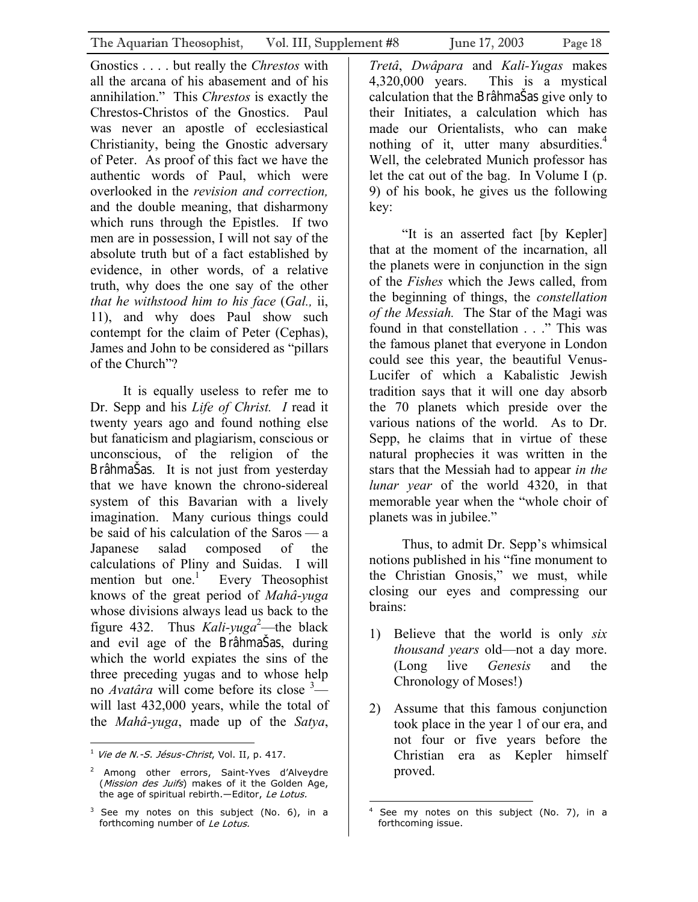Gnostics . . . . but really the *Chrestos* with all the arcana of his abasement and of his annihilation." This *Chrestos* is exactly the Chrestos-Christos of the Gnostics. Paul was never an apostle of ecclesiastical Christianity, being the Gnostic adversary of Peter. As proof of this fact we have the authentic words of Paul, which were overlooked in the *revision and correction,* and the double meaning, that disharmony which runs through the Epistles. If two men are in possession, I will not say of the absolute truth but of a fact established by evidence, in other words, of a relative truth, why does the one say of the other *that he withstood him to his face* (*Gal.,* ii, 11), and why does Paul show such contempt for the claim of Peter (Cephas), James and John to be considered as "pillars of the Church"?

It is equally useless to refer me to Dr. Sepp and his *Life of Christ. I* read it twenty years ago and found nothing else but fanaticism and plagiarism, conscious or unconscious, of the religion of the BrâhmaŠas. It is not just from yesterday that we have known the chrono-sidereal system of this Bavarian with a lively imagination. Many curious things could be said of his calculation of the Saros — a Japanese salad composed of the calculations of Pliny and Suidas. I will mention but one.[1] Every Theosophist knows of the great period of *Mahâ-yuga* whose divisions always lead us back to the figure 432. Thus *Kali-yuga*[2]—the black and evil age of the BrâhmaŠas, during which the world expiates the sins of the three preceding yugas and to whose help no *Avatâra* will come before its close [3]—will last 432,000 years, while the total of the *Mahâ-yuga*, made up of the *Satya*, *Tretâ*, *Dwâpara* and *Kali-Yugas* makes 4,320,000 years. This is a mystical calculation that the BrâhmaŠas give only to their Initiates, a calculation which has made our Orientalists, who can make nothing of it, utter many absurdities.[4] Well, the celebrated Munich professor has let the cat out of the bag. In Volume I (p. 9) of his book, he gives us the following key:

"It is an asserted fact [by Kepler] that at the moment of the incarnation, all the planets were in conjunction in the sign of the *Fishes* which the Jews called, from the beginning of things, the *constellation of the Messiah.* The Star of the Magi was found in that constellation . . ." This was the famous planet that everyone in London could see this year, the beautiful Venus-Lucifer of which a Kabalistic Jewish tradition says that it will one day absorb the 70 planets which preside over the various nations of the world. As to Dr. Sepp, he claims that in virtue of these natural prophecies it was written in the stars that the Messiah had to appear *in the lunar year* of the world 4320, in that memorable year when the "whole choir of planets was in jubilee."

Thus, to admit Dr. Sepp's whimsical notions published in his "fine monument to the Christian Gnosis," we must, while closing our eyes and compressing our brains:

1) Believe that the world is only *six thousand years* old—not a day more. (Long live *Genesis* and the Chronology of Moses!)

2) Assume that this famous conjunction took place in the year 1 of our era, and not four or five years before the Christian era as Kepler himself proved.

---

[1] *Vie de N.-S. Jésus-Christ*, Vol. II, p. 417.

[2] Among other errors, Saint-Yves d'Alveydre (*Mission des Juifs*) makes of it the Golden Age, the age of spiritual rebirth.—Editor, *Le Lotus.*

[3] See my notes on this subject (No. 6), in a forthcoming number of *Le Lotus.*

[4] See my notes on this subject (No. 7), in a forthcoming issue.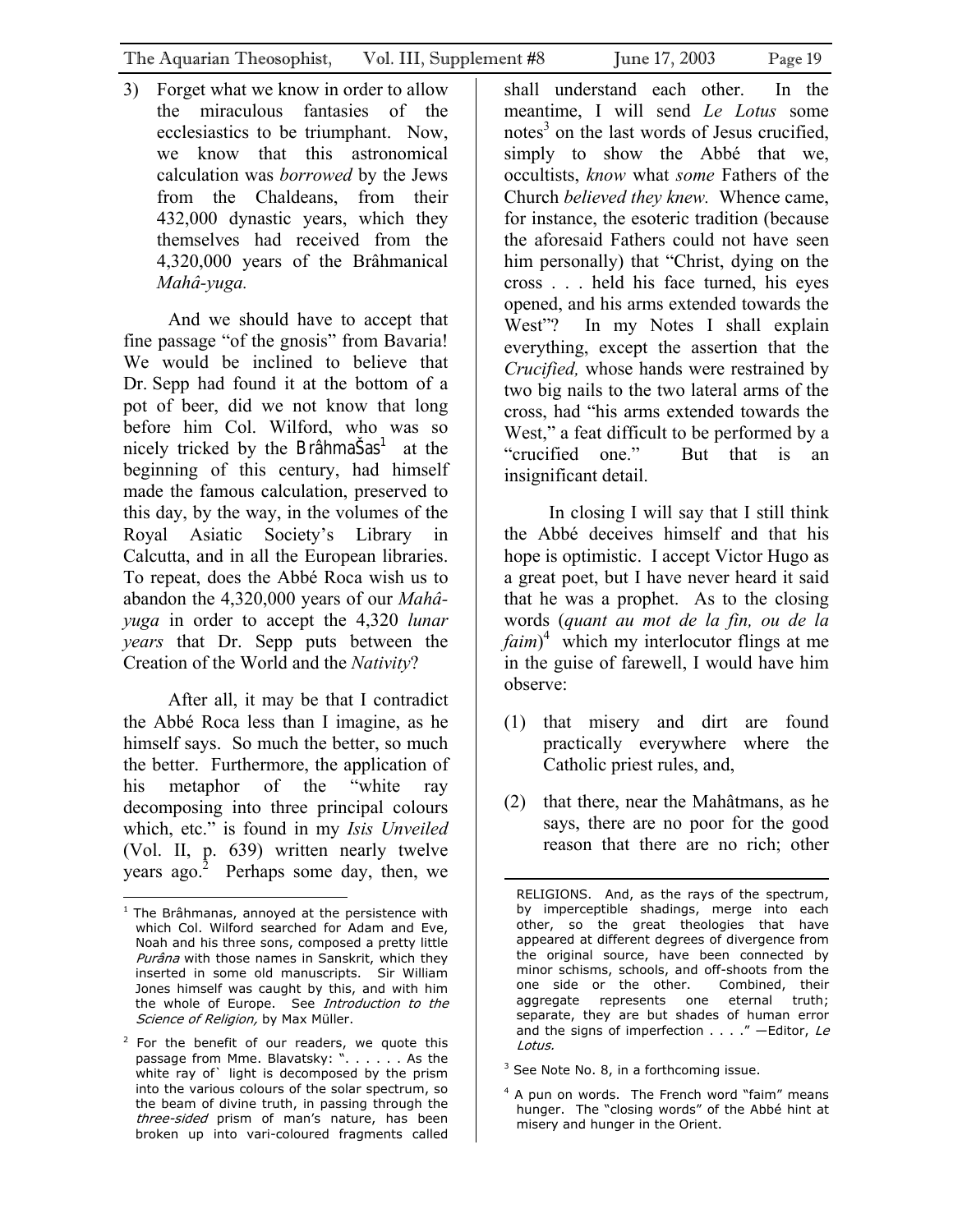3) Forget what we know in order to allow the miraculous fantasies of the ecclesiastics to be triumphant. Now, we know that this astronomical calculation was *borrowed* by the Jews from the Chaldeans, from their 432,000 dynastic years, which they themselves had received from the 4,320,000 years of the Brâhmanical *Mahâ-yuga.*

And we should have to accept that fine passage "of the gnosis" from Bavaria! We would be inclined to believe that Dr. Sepp had found it at the bottom of a pot of beer, did we not know that long before him Col. Wilford, who was so nicely tricked by the BrâhmaŠas[1] at the beginning of this century, had himself made the famous calculation, preserved to this day, by the way, in the volumes of the Royal Asiatic Society's Library in Calcutta, and in all the European libraries. To repeat, does the Abbé Roca wish us to abandon the 4,320,000 years of our *Mahâ-yuga* in order to accept the 4,320 *lunar years* that Dr. Sepp puts between the Creation of the World and the *Nativity*?

After all, it may be that I contradict the Abbé Roca less than I imagine, as he himself says. So much the better, so much the better. Furthermore, the application of his metaphor of the "white ray decomposing into three principal colours which, etc." is found in my *Isis Unveiled* (Vol. II, p. 639) written nearly twelve years ago.[2] Perhaps some day, then, we shall understand each other. In the meantime, I will send *Le Lotus* some notes[3] on the last words of Jesus crucified, simply to show the Abbé that we, occultists, *know* what *some* Fathers of the Church *believed they knew.* Whence came, for instance, the esoteric tradition (because the aforesaid Fathers could not have seen him personally) that "Christ, dying on the cross . . . held his face turned, his eyes opened, and his arms extended towards the West"? In my Notes I shall explain everything, except the assertion that the *Crucified,* whose hands were restrained by two big nails to the two lateral arms of the cross, had "his arms extended towards the West," a feat difficult to be performed by a "crucified one." But that is an insignificant detail.

In closing I will say that I still think the Abbé deceives himself and that his hope is optimistic. I accept Victor Hugo as a great poet, but I have never heard it said that he was a prophet. As to the closing words (*quant au mot de la fin, ou de la faim*)[4] which my interlocutor flings at me in the guise of farewell, I would have him observe:

(1) that misery and dirt are found practically everywhere where the Catholic priest rules, and,

(2) that there, near the Mahâtmans, as he says, there are no poor for the good reason that there are no rich; other

---

[1] The Brâhmanas, annoyed at the persistence with which Col. Wilford searched for Adam and Eve, Noah and his three sons, composed a pretty little *Purâna* with those names in Sanskrit, which they inserted in some old manuscripts. Sir William Jones himself was caught by this, and with him the whole of Europe. See *Introduction to the Science of Religion,* by Max Müller.

[2] For the benefit of our readers, we quote this passage from Mme. Blavatsky: ". . . . . . As the white ray of` light is decomposed by the prism into the various colours of the solar spectrum, so the beam of divine truth, in passing through the *three-sided* prism of man's nature, has been broken up into vari-coloured fragments called RELIGIONS. And, as the rays of the spectrum, by imperceptible shadings, merge into each other, so the great theologies that have appeared at different degrees of divergence from the original source, have been connected by minor schisms, schools, and off-shoots from the one side or the other. Combined, their aggregate represents one eternal truth; separate, they are but shades of human error and the signs of imperfection . . . ." —Editor, *Le Lotus.*

[3] See Note No. 8, in a forthcoming issue.

[4] A pun on words. The French word "faim" means hunger. The "closing words" of the Abbé hint at misery and hunger in the Orient.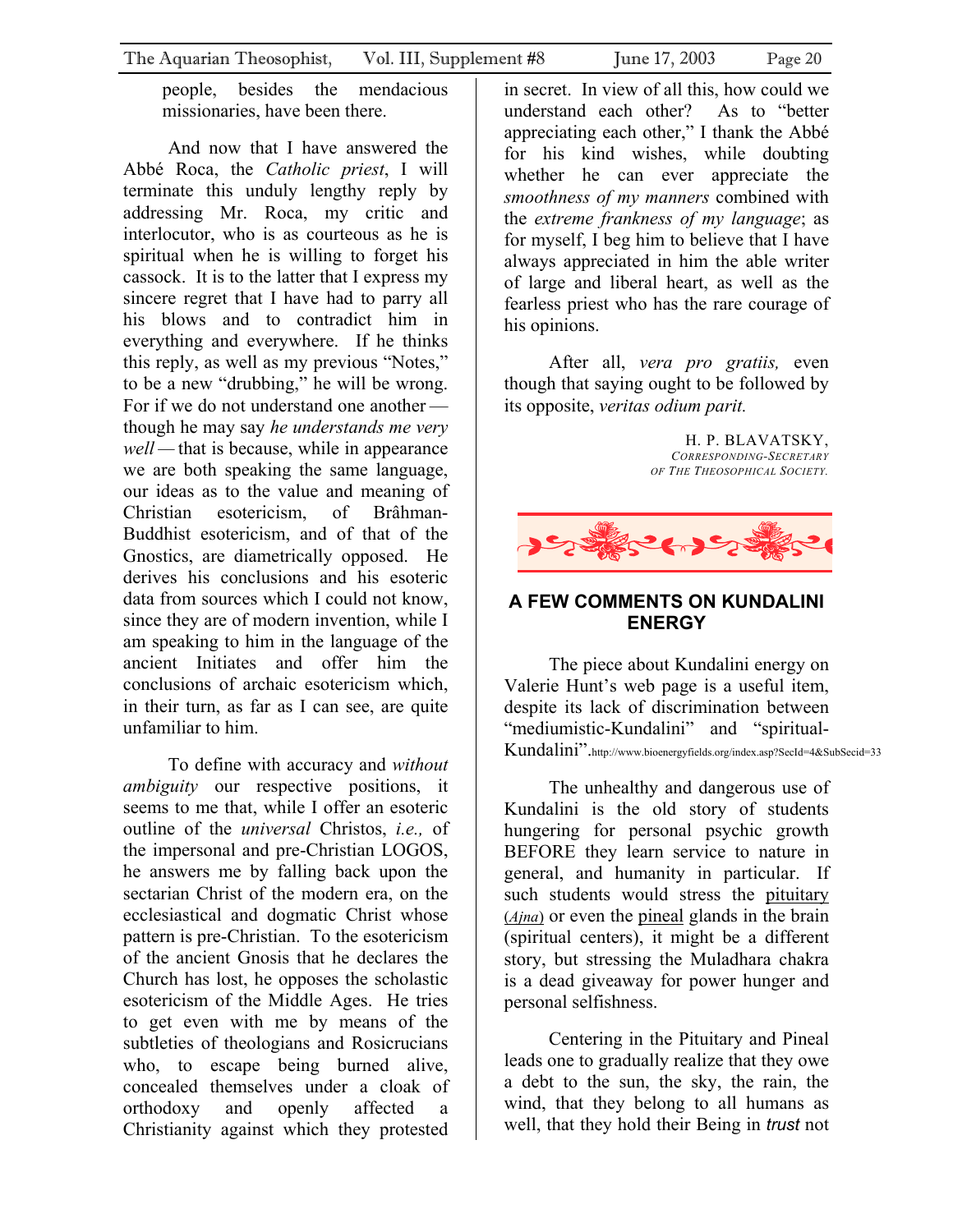people, besides the mendacious missionaries, have been there.

And now that I have answered the Abbé Roca, the *Catholic priest*, I will terminate this unduly lengthy reply by addressing Mr. Roca, my critic and interlocutor, who is as courteous as he is spiritual when he is willing to forget his cassock. It is to the latter that I express my sincere regret that I have had to parry all his blows and to contradict him in everything and everywhere. If he thinks this reply, as well as my previous "Notes," to be a new "drubbing," he will be wrong. For if we do not understand one another — though he may say *he understands me very well* — that is because, while in appearance we are both speaking the same language, our ideas as to the value and meaning of Christian esotericism, of Brâhman-Buddhist esotericism, and of that of the Gnostics, are diametrically opposed. He derives his conclusions and his esoteric data from sources which I could not know, since they are of modern invention, while I am speaking to him in the language of the ancient Initiates and offer him the conclusions of archaic esotericism which, in their turn, as far as I can see, are quite unfamiliar to him.

To define with accuracy and *without ambiguity* our respective positions, it seems to me that, while I offer an esoteric outline of the *universal* Christos, *i.e.,* of the impersonal and pre-Christian LOGOS, he answers me by falling back upon the sectarian Christ of the modern era, on the ecclesiastical and dogmatic Christ whose pattern is pre-Christian. To the esotericism of the ancient Gnosis that he declares the Church has lost, he opposes the scholastic esotericism of the Middle Ages. He tries to get even with me by means of the subtleties of theologians and Rosicrucians who, to escape being burned alive, concealed themselves under a cloak of orthodoxy and openly affected a Christianity against which they protested in secret. In view of all this, how could we understand each other? As to "better appreciating each other," I thank the Abbé for his kind wishes, while doubting whether he can ever appreciate the *smoothness of my manners* combined with the *extreme frankness of my language*; as for myself, I beg him to believe that I have always appreciated in him the able writer of large and liberal heart, as well as the fearless priest who has the rare courage of his opinions.

After all, *vera pro gratiis,* even though that saying ought to be followed by its opposite, *veritas odium parit.*

H. P. BLAVATSKY,
*CORRESPONDING-SECRETARY OF THE THEOSOPHICAL SOCIETY.*

## A FEW COMMENTS ON KUNDALINI ENERGY

The piece about Kundalini energy on Valerie Hunt's web page is a useful item, despite its lack of discrimination between "mediumistic-Kundalini" and "spiritual-Kundalini". http://www.bioenergyfields.org/index.asp?SecId=4&SubSecid=33

The unhealthy and dangerous use of Kundalini is the old story of students hungering for personal psychic growth BEFORE they learn service to nature in general, and humanity in particular. If such students would stress the pituitary (*Ajna*) or even the pineal glands in the brain (spiritual centers), it might be a different story, but stressing the Muladhara chakra is a dead giveaway for power hunger and personal selfishness.

Centering in the Pituitary and Pineal leads one to gradually realize that they owe a debt to the sun, the sky, the rain, the wind, that they belong to all humans as well, that they hold their Being in *trust* not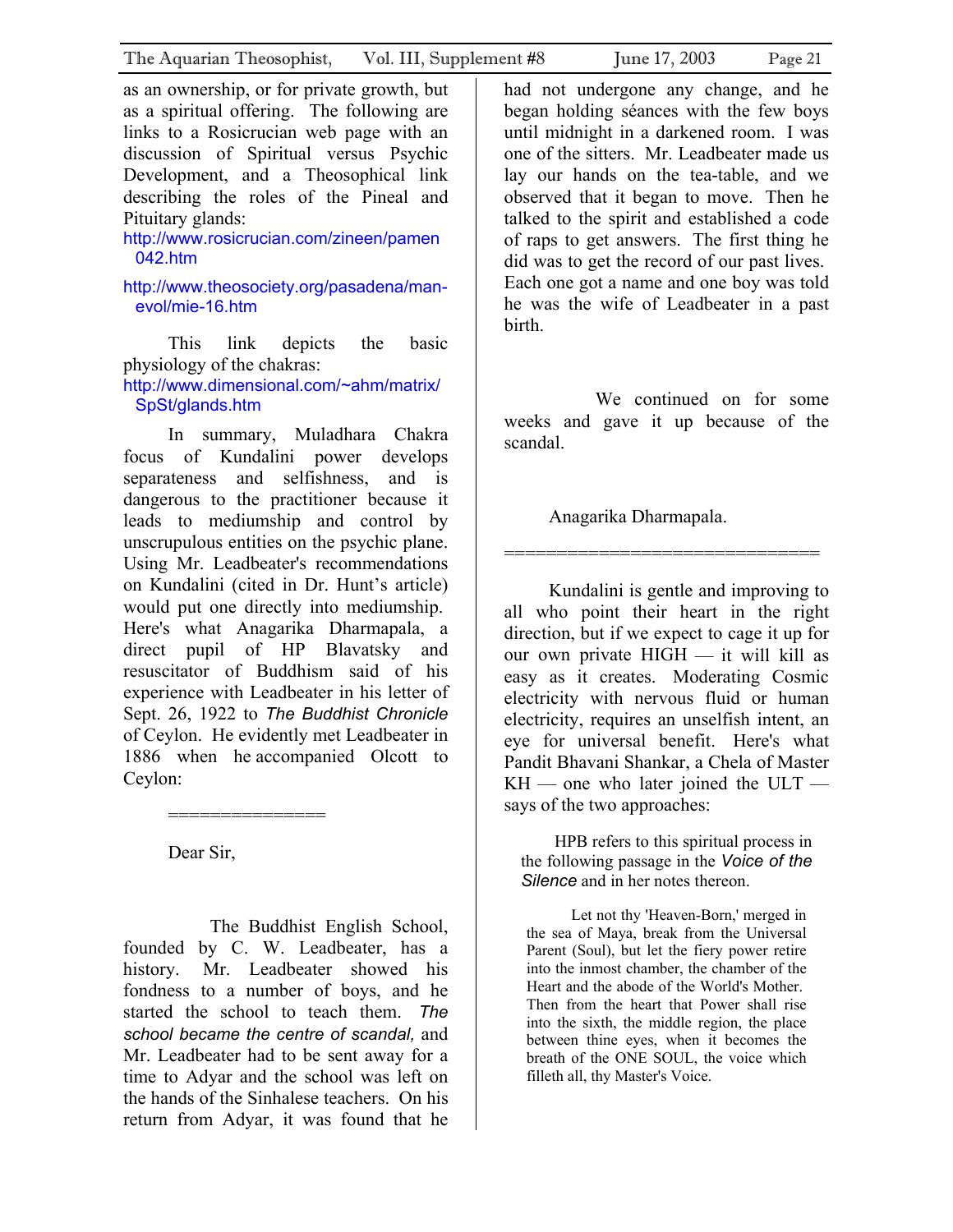as an ownership, or for private growth, but as a spiritual offering. The following are links to a Rosicrucian web page with an discussion of Spiritual versus Psychic Development, and a Theosophical link describing the roles of the Pineal and Pituitary glands:

http://www.rosicrucian.com/zineen/pamen042.htm

http://www.theosociety.org/pasadena/man-evol/mie-16.htm

This link depicts the basic physiology of the chakras:

http://www.dimensional.com/~ahm/matrix/SpSt/glands.htm

In summary, Muladhara Chakra focus of Kundalini power develops separateness and selfishness, and is dangerous to the practitioner because it leads to mediumship and control by unscrupulous entities on the psychic plane. Using Mr. Leadbeater's recommendations on Kundalini (cited in Dr. Hunt's article) would put one directly into mediumship. Here's what Anagarika Dharmapala, a direct pupil of HP Blavatsky and resuscitator of Buddhism said of his experience with Leadbeater in his letter of Sept. 26, 1922 to *The Buddhist Chronicle* of Ceylon. He evidently met Leadbeater in 1886 when he accompanied Olcott to Ceylon:

===============

Dear Sir,

The Buddhist English School, founded by C. W. Leadbeater, has a history. Mr. Leadbeater showed his fondness to a number of boys, and he started the school to teach them. *The school became the centre of scandal,* and Mr. Leadbeater had to be sent away for a time to Adyar and the school was left on the hands of the Sinhalese teachers. On his return from Adyar, it was found that he had not undergone any change, and he began holding séances with the few boys until midnight in a darkened room. I was one of the sitters. Mr. Leadbeater made us lay our hands on the tea-table, and we observed that it began to move. Then he talked to the spirit and established a code of raps to get answers. The first thing he did was to get the record of our past lives. Each one got a name and one boy was told he was the wife of Leadbeater in a past birth.

We continued on for some weeks and gave it up because of the scandal.

Anagarika Dharmapala.

==============================

Kundalini is gentle and improving to all who point their heart in the right direction, but if we expect to cage it up for our own private HIGH — it will kill as easy as it creates. Moderating Cosmic electricity with nervous fluid or human electricity, requires an unselfish intent, an eye for universal benefit. Here's what Pandit Bhavani Shankar, a Chela of Master KH — one who later joined the ULT — says of the two approaches:

> HPB refers to this spiritual process in the following passage in the *Voice of the Silence* and in her notes thereon.
>
> > Let not thy 'Heaven-Born,' merged in the sea of Maya, break from the Universal Parent (Soul), but let the fiery power retire into the inmost chamber, the chamber of the Heart and the abode of the World's Mother. Then from the heart that Power shall rise into the sixth, the middle region, the place between thine eyes, when it becomes the breath of the ONE SOUL, the voice which filleth all, thy Master's Voice.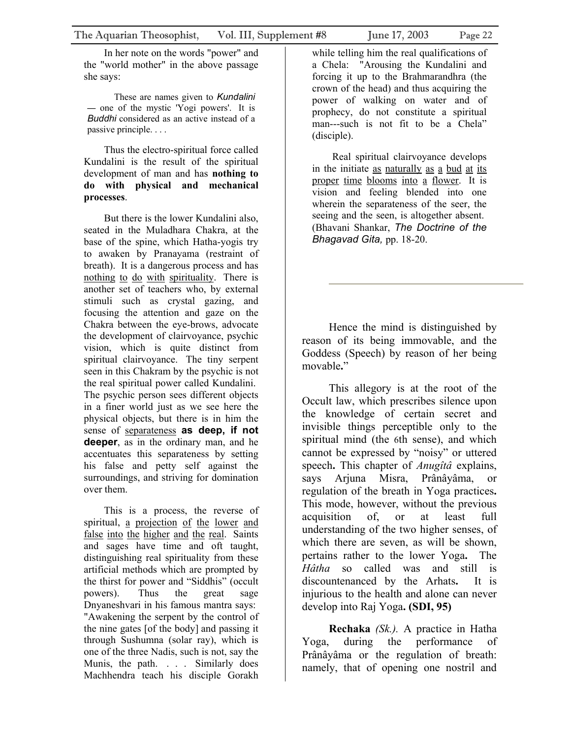In her note on the words "power" and the "world mother" in the above passage she says:

> These are names given to *Kundalini* — one of the mystic 'Yogi powers'. It is *Buddhi* considered as an active instead of a passive principle. . . .

Thus the electro-spiritual force called Kundalini is the result of the spiritual development of man and has **nothing to do with physical and mechanical processes**.

But there is the lower Kundalini also, seated in the Muladhara Chakra, at the base of the spine, which Hatha-yogis try to awaken by Pranayama (restraint of breath). It is a dangerous process and has <u>nothing to do with spirituality</u>. There is another set of teachers who, by external stimuli such as crystal gazing, and focusing the attention and gaze on the Chakra between the eye-brows, advocate the development of clairvoyance, psychic vision, which is quite distinct from spiritual clairvoyance. The tiny serpent seen in this Chakram by the psychic is not the real spiritual power called Kundalini. The psychic person sees different objects in a finer world just as we see here the physical objects, but there is in him the sense of <u>separateness</u> **as deep, if not deeper**, as in the ordinary man, and he accentuates this separateness by setting his false and petty self against the surroundings, and striving for domination over them.

This is a process, the reverse of spiritual, <u>a projection of the lower and false into the higher and the real</u>. Saints and sages have time and oft taught, distinguishing real spirituality from these artificial methods which are prompted by the thirst for power and "Siddhis" (occult powers). Thus the great sage Dnyaneshvari in his famous mantra says: "Awakening the serpent by the control of the nine gates [of the body] and passing it through Sushumna (solar ray), which is one of the three Nadis, such is not, say the Munis, the path. . . . Similarly does Machhendra teach his disciple Gorakh while telling him the real qualifications of a Chela: "Arousing the Kundalini and forcing it up to the Brahmarandhra (the crown of the head) and thus acquiring the power of walking on water and of prophecy, do not constitute a spiritual man---such is not fit to be a Chela" (disciple).

Real spiritual clairvoyance develops in the initiate <u>as naturally as a bud at its proper time blooms into a flower</u>. It is vision and feeling blended into one wherein the separateness of the seer, the seeing and the seen, is altogether absent. (Bhavani Shankar, *The Doctrine of the Bhagavad Gita,* pp. 18-20.

---

Hence the mind is distinguished by reason of its being immovable, and the Goddess (Speech) by reason of her being movable**.**"

This allegory is at the root of the Occult law, which prescribes silence upon the knowledge of certain secret and invisible things perceptible only to the spiritual mind (the 6th sense), and which cannot be expressed by "noisy" or uttered speech**.** This chapter of *Anugîtâ* explains, says Arjuna Misra, Prânâyâma, or regulation of the breath in Yoga practices**.** This mode, however, without the previous acquisition of, or at least full understanding of the two higher senses, of which there are seven, as will be shown, pertains rather to the lower Yoga**.** The *Hâtha* so called was and still is discountenanced by the Arhats**.** It is injurious to the health and alone can never develop into Raj Yoga**. (SDI, 95)**

**Rechaka** *(Sk.).* A practice in Hatha Yoga, during the performance of Prânâyâma or the regulation of breath: namely, that of opening one nostril and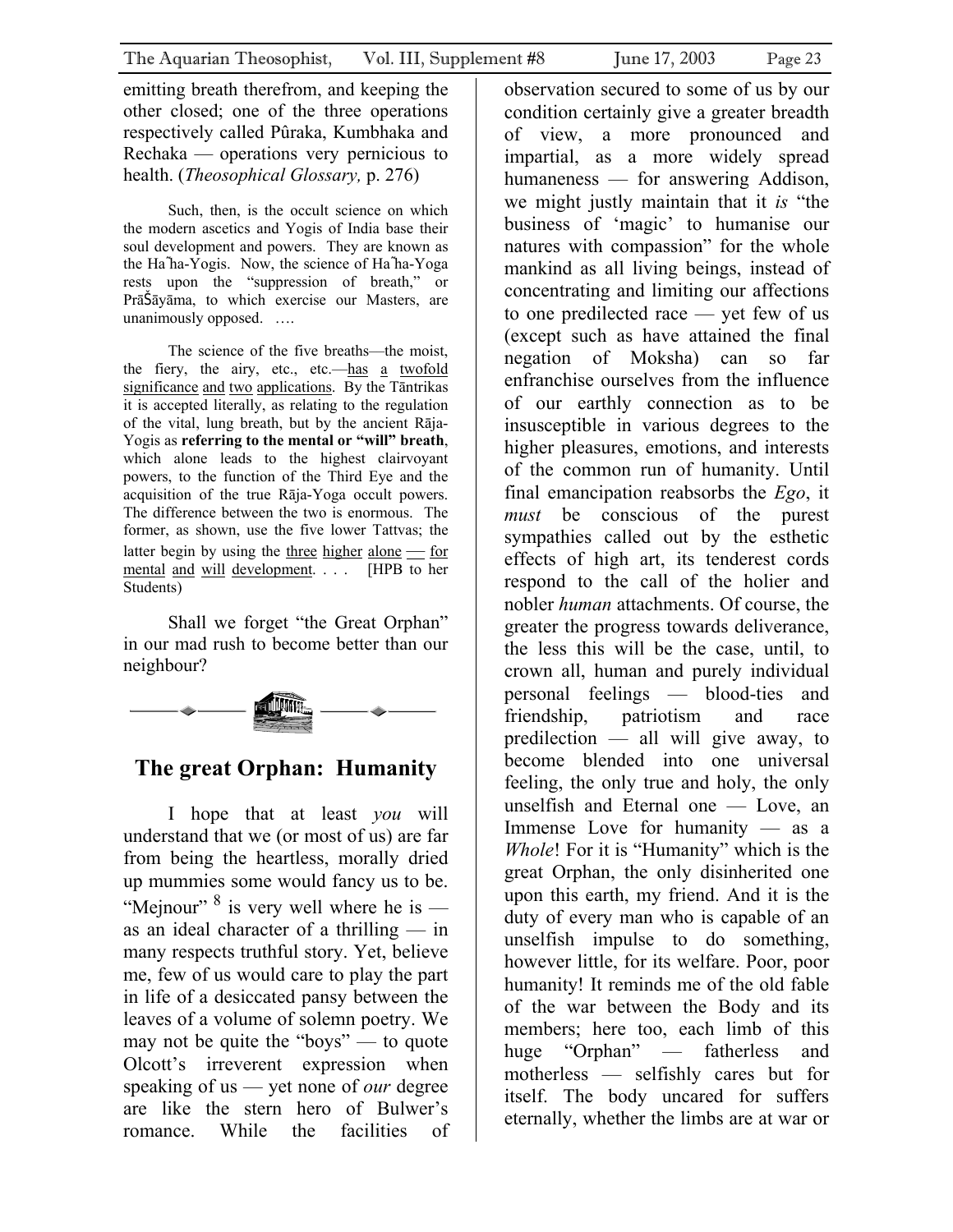emitting breath therefrom, and keeping the other closed; one of the three operations respectively called Pûraka, Kumbhaka and Rechaka — operations very pernicious to health. (*Theosophical Glossary,* p. 276)

> Such, then, is the occult science on which the modern ascetics and Yogis of India base their soul development and powers. They are known as the Haṭha-Yogis. Now, the science of Haṭha-Yoga rests upon the "suppression of breath," or PrāṠāyāma, to which exercise our Masters, are unanimously opposed. ….
>
> The science of the five breaths—the moist, the fiery, the airy, etc., etc.—has a twofold significance and two applications. By the Tāntrikas it is accepted literally, as relating to the regulation of the vital, lung breath, but by the ancient Rāja-Yogis as **referring to the mental or "will" breath**, which alone leads to the highest clairvoyant powers, to the function of the Third Eye and the acquisition of the true Rāja-Yoga occult powers. The difference between the two is enormous. The former, as shown, use the five lower Tattvas; the latter begin by using the three higher alone — for mental and will development. . . . [HPB to her Students)

Shall we forget "the Great Orphan" in our mad rush to become better than our neighbour?

## The great Orphan: Humanity

I hope that at least *you* will understand that we (or most of us) are far from being the heartless, morally dried up mummies some would fancy us to be. "Mejnour" [8] is very well where he is — as an ideal character of a thrilling — in many respects truthful story. Yet, believe me, few of us would care to play the part in life of a desiccated pansy between the leaves of a volume of solemn poetry. We may not be quite the "boys" — to quote Olcott's irreverent expression when speaking of us — yet none of *our* degree are like the stern hero of Bulwer's romance. While the facilities of observation secured to some of us by our condition certainly give a greater breadth of view, a more pronounced and impartial, as a more widely spread humaneness — for answering Addison, we might justly maintain that it *is* "the business of 'magic' to humanise our natures with compassion" for the whole mankind as all living beings, instead of concentrating and limiting our affections to one predilected race — yet few of us (except such as have attained the final negation of Moksha) can so far enfranchise ourselves from the influence of our earthly connection as to be insusceptible in various degrees to the higher pleasures, emotions, and interests of the common run of humanity. Until final emancipation reabsorbs the *Ego*, it *must* be conscious of the purest sympathies called out by the esthetic effects of high art, its tenderest cords respond to the call of the holier and nobler *human* attachments. Of course, the greater the progress towards deliverance, the less this will be the case, until, to crown all, human and purely individual personal feelings — blood-ties and friendship, patriotism and race predilection — all will give away, to become blended into one universal feeling, the only true and holy, the only unselfish and Eternal one — Love, an Immense Love for humanity — as a *Whole*! For it is "Humanity" which is the great Orphan, the only disinherited one upon this earth, my friend. And it is the duty of every man who is capable of an unselfish impulse to do something, however little, for its welfare. Poor, poor humanity! It reminds me of the old fable of the war between the Body and its members; here too, each limb of this huge "Orphan" — fatherless and motherless — selfishly cares but for itself. The body uncared for suffers eternally, whether the limbs are at war or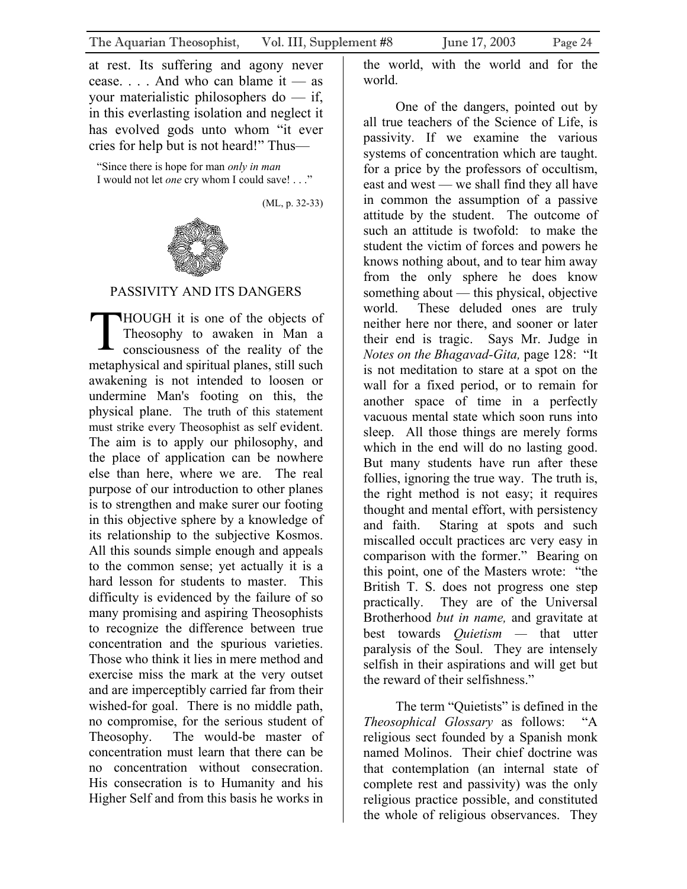at rest. Its suffering and agony never cease. . . . And who can blame it — as your materialistic philosophers do — if, in this everlasting isolation and neglect it has evolved gods unto whom "it ever cries for help but is not heard!" Thus—

> "Since there is hope for man *only in man*
> I would not let *one* cry whom I could save! . . ."

(ML, p. 32-33)

## PASSIVITY AND ITS DANGERS

THOUGH it is one of the objects of Theosophy to awaken in Man a consciousness of the reality of the metaphysical and spiritual planes, still such awakening is not intended to loosen or undermine Man's footing on this, the physical plane. The truth of this statement must strike every Theosophist as self evident. The aim is to apply our philosophy, and the place of application can be nowhere else than here, where we are. The real purpose of our introduction to other planes is to strengthen and make surer our footing in this objective sphere by a knowledge of its relationship to the subjective Kosmos. All this sounds simple enough and appeals to the common sense; yet actually it is a hard lesson for students to master. This difficulty is evidenced by the failure of so many promising and aspiring Theosophists to recognize the difference between true concentration and the spurious varieties. Those who think it lies in mere method and exercise miss the mark at the very outset and are imperceptibly carried far from their wished-for goal. There is no middle path, no compromise, for the serious student of Theosophy. The would-be master of concentration must learn that there can be no concentration without consecration. His consecration is to Humanity and his Higher Self and from this basis he works in the world, with the world and for the world.

One of the dangers, pointed out by all true teachers of the Science of Life, is passivity. If we examine the various systems of concentration which are taught. for a price by the professors of occultism, east and west — we shall find they all have in common the assumption of a passive attitude by the student. The outcome of such an attitude is twofold: to make the student the victim of forces and powers he knows nothing about, and to tear him away from the only sphere he does know something about — this physical, objective world. These deluded ones are truly neither here nor there, and sooner or later their end is tragic. Says Mr. Judge in *Notes on the Bhagavad-Gita,* page 128: "It is not meditation to stare at a spot on the wall for a fixed period, or to remain for another space of time in a perfectly vacuous mental state which soon runs into sleep. All those things are merely forms which in the end will do no lasting good. But many students have run after these follies, ignoring the true way. The truth is, the right method is not easy; it requires thought and mental effort, with persistency and faith. Staring at spots and such miscalled occult practices arc very easy in comparison with the former." Bearing on this point, one of the Masters wrote: "the British T. S. does not progress one step practically. They are of the Universal Brotherhood *but in name,* and gravitate at best towards *Quietism* — that utter paralysis of the Soul. They are intensely selfish in their aspirations and will get but the reward of their selfishness."

The term "Quietists" is defined in the *Theosophical Glossary* as follows: "A religious sect founded by a Spanish monk named Molinos. Their chief doctrine was that contemplation (an internal state of complete rest and passivity) was the only religious practice possible, and constituted the whole of religious observances. They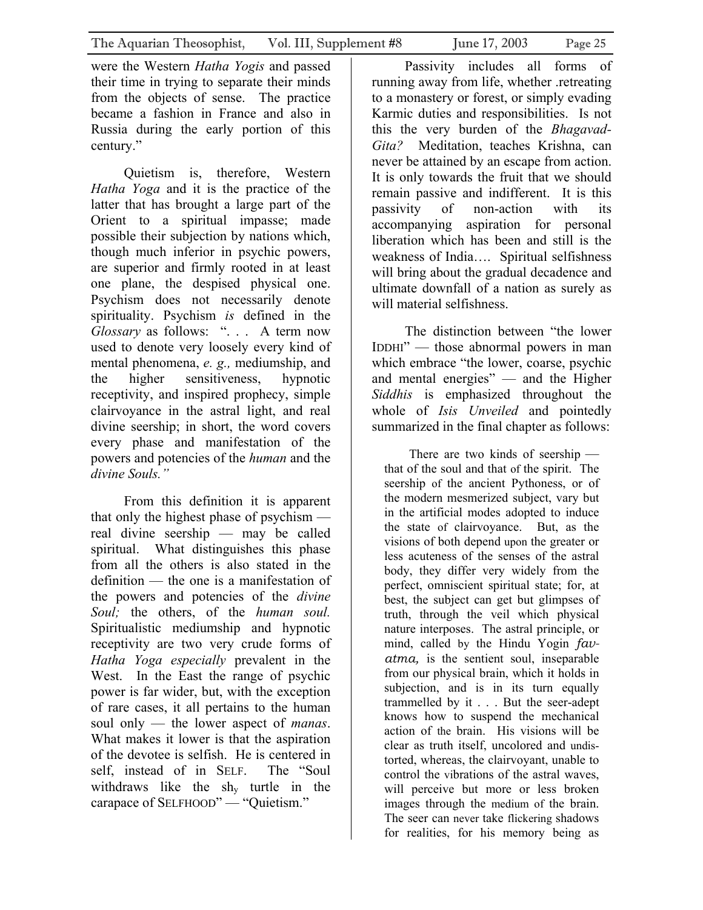were the Western *Hatha Yogis* and passed their time in trying to separate their minds from the objects of sense. The practice became a fashion in France and also in Russia during the early portion of this century."

Quietism is, therefore, Western *Hatha Yoga* and it is the practice of the latter that has brought a large part of the Orient to a spiritual impasse; made possible their subjection by nations which, though much inferior in psychic powers, are superior and firmly rooted in at least one plane, the despised physical one. Psychism does not necessarily denote spirituality. Psychism *is* defined in the *Glossary* as follows: ". . . A term now used to denote very loosely every kind of mental phenomena, *e. g.,* mediumship, and the higher sensitiveness, hypnotic receptivity, and inspired prophecy, simple clairvoyance in the astral light, and real divine seership; in short, the word covers every phase and manifestation of the powers and potencies of the *human* and the *divine Souls."*

From this definition it is apparent that only the highest phase of psychism — real divine seership — may be called spiritual. What distinguishes this phase from all the others is also stated in the definition — the one is a manifestation of the powers and potencies of the *divine Soul;* the others, of the *human soul.* Spiritualistic mediumship and hypnotic receptivity are two very crude forms of *Hatha Yoga especially* prevalent in the West. In the East the range of psychic power is far wider, but, with the exception of rare cases, it all pertains to the human soul only — the lower aspect of *manas*. What makes it lower is that the aspiration of the devotee is selfish. He is centered in self, instead of in SELF. The "Soul withdraws like the shy turtle in the carapace of SELFHOOD" — "Quietism."

Passivity includes all forms of running away from life, whether .retreating to a monastery or forest, or simply evading Karmic duties and responsibilities. Is not this the very burden of the *Bhagavad-Gita?* Meditation, teaches Krishna, can never be attained by an escape from action. It is only towards the fruit that we should remain passive and indifferent. It is this passivity of non-action with its accompanying aspiration for personal liberation which has been and still is the weakness of India…. Spiritual selfishness will bring about the gradual decadence and ultimate downfall of a nation as surely as will material selfishness.

The distinction between "the lower IDDHI" — those abnormal powers in man which embrace "the lower, coarse, psychic and mental energies" — and the Higher *Siddhis* is emphasized throughout the whole of *Isis Unveiled* and pointedly summarized in the final chapter as follows:

> There are two kinds of seership — that of the soul and that of the spirit. The seership of the ancient Pythoness, or of the modern mesmerized subject, vary but in the artificial modes adopted to induce the state of clairvoyance. But, as the visions of both depend upon the greater or less acuteness of the senses of the astral body, they differ very widely from the perfect, omniscient spiritual state; for, at best, the subject can get but glimpses of truth, through the veil which physical nature interposes. The astral principle, or mind, called by the Hindu Yogin *fav-atma,* is the sentient soul, inseparable from our physical brain, which it holds in subjection, and is in its turn equally trammelled by it . . . But the seer-adept knows how to suspend the mechanical action of the brain. His visions will be clear as truth itself, uncolored and undistorted, whereas, the clairvoyant, unable to control the vibrations of the astral waves, will perceive but more or less broken images through the medium of the brain. The seer can never take flickering shadows for realities, for his memory being as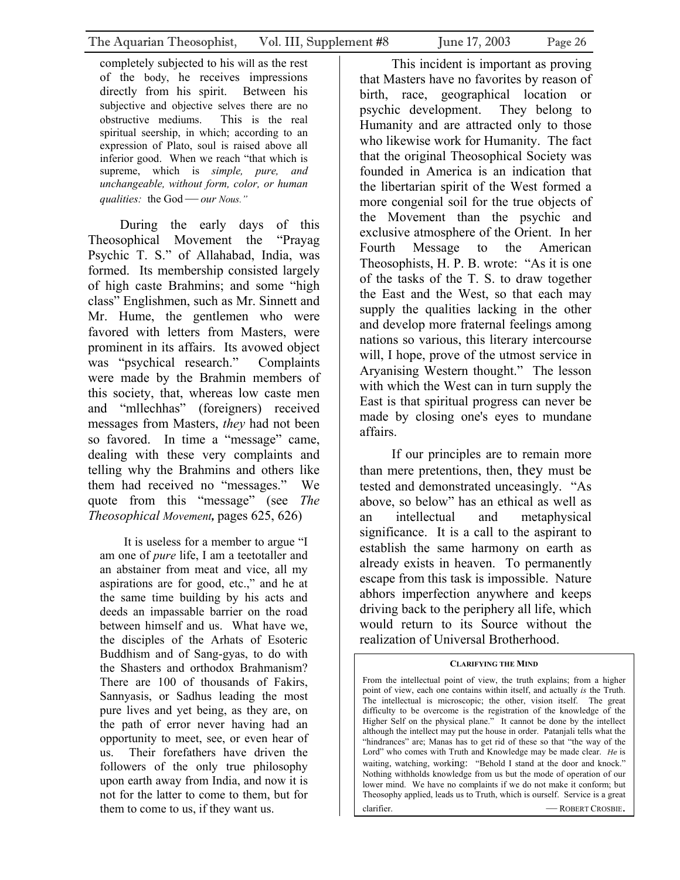completely subjected to his will as the rest of the body, he receives impressions directly from his spirit. Between his subjective and objective selves there are no obstructive mediums. This is the real spiritual seership, in which; according to an expression of Plato, soul is raised above all inferior good. When we reach "that which is supreme, which is *simple, pure, and unchangeable, without form, color, or human qualities:* the God — *our Nous."*

During the early days of this Theosophical Movement the "Prayag Psychic T. S." of Allahabad, India, was formed. Its membership consisted largely of high caste Brahmins; and some "high class" Englishmen, such as Mr. Sinnett and Mr. Hume, the gentlemen who were favored with letters from Masters, were prominent in its affairs. Its avowed object was "psychical research." Complaints were made by the Brahmin members of this society, that, whereas low caste men and "mllechhas" (foreigners) received messages from Masters, *they* had not been so favored. In time a "message" came, dealing with these very complaints and telling why the Brahmins and others like them had received no "messages." We quote from this "message" (see *The Theosophical Movement,* pages 625, 626)

> It is useless for a member to argue "I am one of *pure* life, I am a teetotaller and an abstainer from meat and vice, all my aspirations are for good, etc.," and he at the same time building by his acts and deeds an impassable barrier on the road between himself and us. What have we, the disciples of the Arhats of Esoteric Buddhism and of Sang-gyas, to do with the Shasters and orthodox Brahmanism? There are 100 of thousands of Fakirs, Sannyasis, or Sadhus leading the most pure lives and yet being, as they are, on the path of error never having had an opportunity to meet, see, or even hear of us. Their forefathers have driven the followers of the only true philosophy upon earth away from India, and now it is not for the latter to come to them, but for them to come to us, if they want us.

This incident is important as proving that Masters have no favorites by reason of birth, race, geographical location or psychic development. They belong to Humanity and are attracted only to those who likewise work for Humanity. The fact that the original Theosophical Society was founded in America is an indication that the libertarian spirit of the West formed a more congenial soil for the true objects of the Movement than the psychic and exclusive atmosphere of the Orient. In her Fourth Message to the American Theosophists, H. P. B. wrote: "As it is one of the tasks of the T. S. to draw together the East and the West, so that each may supply the qualities lacking in the other and develop more fraternal feelings among nations so various, this literary intercourse will, I hope, prove of the utmost service in Aryanising Western thought." The lesson with which the West can in turn supply the East is that spiritual progress can never be made by closing one's eyes to mundane affairs.

If our principles are to remain more than mere pretentions, then, they must be tested and demonstrated unceasingly. "As above, so below" has an ethical as well as an intellectual and metaphysical significance. It is a call to the aspirant to establish the same harmony on earth as already exists in heaven. To permanently escape from this task is impossible. Nature abhors imperfection anywhere and keeps driving back to the periphery all life, which would return to its Source without the realization of Universal Brotherhood.

**CLARIFYING THE MIND**

From the intellectual point of view, the truth explains; from a higher point of view, each one contains within itself, and actually *is* the Truth. The intellectual is microscopic; the other, vision itself. The great difficulty to be overcome is the registration of the knowledge of the Higher Self on the physical plane." It cannot be done by the intellect although the intellect may put the house in order. Patanjali tells what the "hindrances" are; Manas has to get rid of these so that "the way of the Lord" who comes with Truth and Knowledge may be made clear. *He* is waiting, watching, working: "Behold I stand at the door and knock." Nothing withholds knowledge from us but the mode of operation of our lower mind. We have no complaints if we do not make it conform; but Theosophy applied, leads us to Truth, which is ourself. Service is a great clarifier.

— ROBERT CROSBIE.